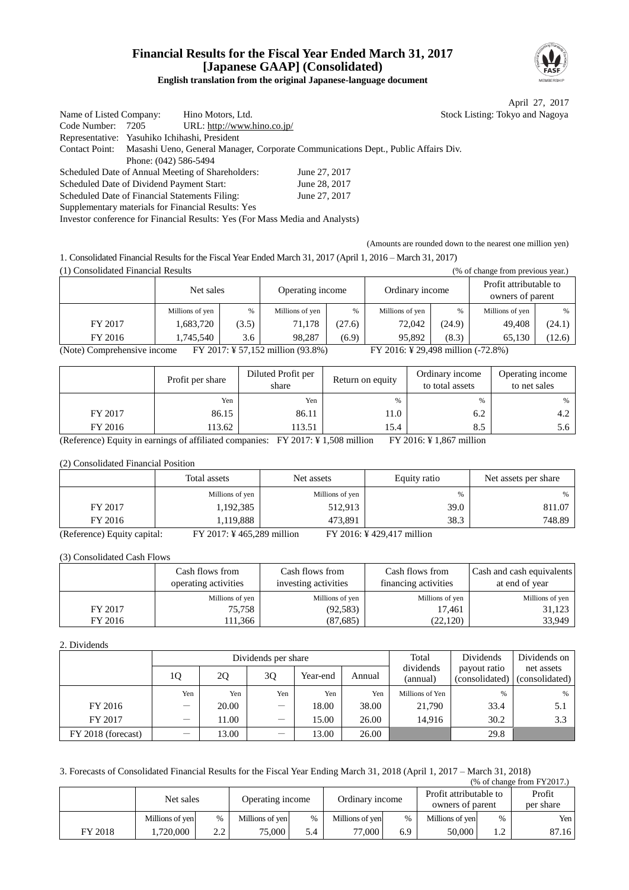# Financial Results for the Fiscal Year Ended March 31, 2017
# [Japanese GAAP] (Consolidated)

**English translation from the original Japanese-language document**

April 27, 2017

Name of Listed Company: Hino Motors, Ltd. Stock Listing: Tokyo and Nagoya
Code Number: 7205 URL: http://www.hino.co.jp/
Representative: Yasuhiko Ichihashi, President
Contact Point: Masashi Ueno, General Manager, Corporate Communications Dept., Public Affairs Div.
Phone: (042) 586-5494
Scheduled Date of Annual Meeting of Shareholders: June 27, 2017
Scheduled Date of Dividend Payment Start: June 28, 2017
Scheduled Date of Financial Statements Filing: June 27, 2017
Supplementary materials for Financial Results: Yes
Investor conference for Financial Results: Yes (For Mass Media and Analysts)

(Amounts are rounded down to the nearest one million yen)

1. Consolidated Financial Results for the Fiscal Year Ended March 31, 2017 (April 1, 2016 – March 31, 2017)

(1) Consolidated Financial Results (% of change from previous year.)

| | Net sales | | Operating income | | Ordinary income | | Profit attributable to owners of parent | |
|---|---|---|---|---|---|---|---|---|
| | Millions of yen | % | Millions of yen | % | Millions of yen | % | Millions of yen | % |
| FY 2017 | 1,683,720 | (3.5) | 71,178 | (27.6) | 72,042 | (24.9) | 49,408 | (24.1) |
| FY 2016 | 1,745,540 | 3.6 | 98,287 | (6.9) | 95,892 | (8.3) | 65,130 | (12.6) |

(Note) Comprehensive income FY 2017: ¥ 57,152 million (93.8%) FY 2016: ¥ 29,498 million (-72.8%)

| | Profit per share | Diluted Profit per share | Return on equity | Ordinary income to total assets | Operating income to net sales |
|---|---|---|---|---|---|
| | Yen | Yen | % | % | % |
| FY 2017 | 86.15 | 86.11 | 11.0 | 6.2 | 4.2 |
| FY 2016 | 113.62 | 113.51 | 15.4 | 8.5 | 5.6 |

(Reference) Equity in earnings of affiliated companies: FY 2017: ¥ 1,508 million FY 2016: ¥ 1,867 million

(2) Consolidated Financial Position

| | Total assets | Net assets | Equity ratio | Net assets per share |
|---|---|---|---|---|
| | Millions of yen | Millions of yen | % | % |
| FY 2017 | 1,192,385 | 512,913 | 39.0 | 811.07 |
| FY 2016 | 1,119,888 | 473,891 | 38.3 | 748.89 |

(Reference) Equity capital: FY 2017: ¥ 465,289 million FY 2016: ¥ 429,417 million

(3) Consolidated Cash Flows

| | Cash flows from operating activities | Cash flows from investing activities | Cash flows from financing activities | Cash and cash equivalents at end of year |
|---|---|---|---|---|
| | Millions of yen | Millions of yen | Millions of yen | Millions of yen |
| FY 2017 | 75,758 | (92,583) | 17,461 | 31,123 |
| FY 2016 | 111,366 | (87,685) | (22,120) | 33,949 |

2. Dividends

| | Dividends per share | | | | | Total dividends (annual) | Dividends payout ratio (consolidated) | Dividends on net assets (consolidated) |
|---|---|---|---|---|---|---|---|---|
| | 1Q | 2Q | 3Q | Year-end | Annual | | | |
| | Yen | Yen | Yen | Yen | Yen | Millions of Yen | % | % |
| FY 2016 | ― | 20.00 | ― | 18.00 | 38.00 | 21,790 | 33.4 | 5.1 |
| FY 2017 | ― | 11.00 | ― | 15.00 | 26.00 | 14,916 | 30.2 | 3.3 |
| FY 2018 (forecast) | ― | 13.00 | ― | 13.00 | 26.00 | | 29.8 | |

3. Forecasts of Consolidated Financial Results for the Fiscal Year Ending March 31, 2018 (April 1, 2017 – March 31, 2018)

(% of change from FY2017.)

| | Net sales | | Operating income | | Ordinary income | | Profit attributable to owners of parent | | Profit per share |
|---|---|---|---|---|---|---|---|---|---|
| | Millions of yen | % | Millions of yen | % | Millions of yen | % | Millions of yen | % | Yen |
| FY 2018 | 1,720,000 | 2.2 | 75,000 | 5.4 | 77,000 | 6.9 | 50,000 | 1.2 | 87.16 |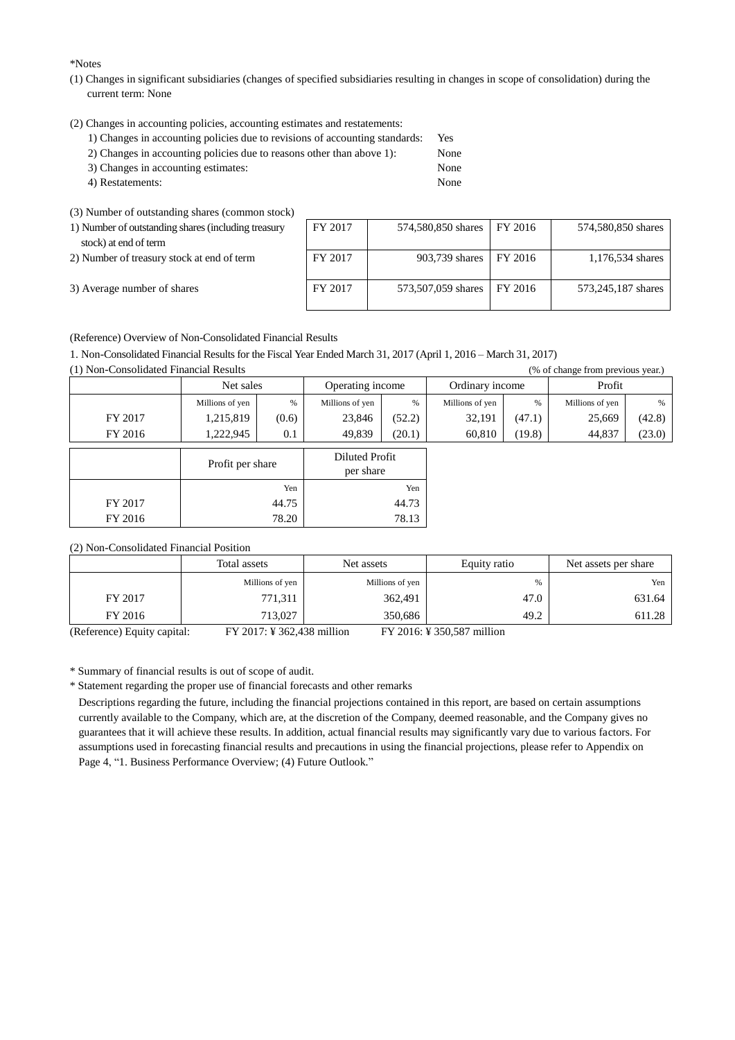*Notes

(1) Changes in significant subsidiaries (changes of specified subsidiaries resulting in changes in scope of consolidation) during the current term: None

(2) Changes in accounting policies, accounting estimates and restatements:

1) Changes in accounting policies due to revisions of accounting standards: Yes
2) Changes in accounting policies due to reasons other than above 1): None
3) Changes in accounting estimates: None
4) Restatements: None

(3) Number of outstanding shares (common stock)

| | | | | |
|---|---|---|---|---|
| 1) Number of outstanding shares (including treasury stock) at end of term | FY 2017 | 574,580,850 shares | FY 2016 | 574,580,850 shares |
| 2) Number of treasury stock at end of term | FY 2017 | 903,739 shares | FY 2016 | 1,176,534 shares |
| 3) Average number of shares | FY 2017 | 573,507,059 shares | FY 2016 | 573,245,187 shares |

(Reference) Overview of Non-Consolidated Financial Results

1. Non-Consolidated Financial Results for the Fiscal Year Ended March 31, 2017 (April 1, 2016 – March 31, 2017)

(1) Non-Consolidated Financial Results (% of change from previous year.)

| | Net sales | | Operating income | | Ordinary income | | Profit | |
|---|---|---|---|---|---|---|---|---|
| | Millions of yen | % | Millions of yen | % | Millions of yen | % | Millions of yen | % |
| FY 2017 | 1,215,819 | (0.6) | 23,846 | (52.2) | 32,191 | (47.1) | 25,669 | (42.8) |
| FY 2016 | 1,222,945 | 0.1 | 49,839 | (20.1) | 60,810 | (19.8) | 44,837 | (23.0) |

| | Profit per share | Diluted Profit per share |
|---|---|---|
| | Yen | Yen |
| FY 2017 | 44.75 | 44.73 |
| FY 2016 | 78.20 | 78.13 |

(2) Non-Consolidated Financial Position

| | Total assets | Net assets | Equity ratio | Net assets per share |
|---|---|---|---|---|
| | Millions of yen | Millions of yen | % | Yen |
| FY 2017 | 771,311 | 362,491 | 47.0 | 631.64 |
| FY 2016 | 713,027 | 350,686 | 49.2 | 611.28 |

(Reference) Equity capital: FY 2017: ¥ 362,438 million FY 2016: ¥ 350,587 million

* Summary of financial results is out of scope of audit.

* Statement regarding the proper use of financial forecasts and other remarks

Descriptions regarding the future, including the financial projections contained in this report, are based on certain assumptions currently available to the Company, which are, at the discretion of the Company, deemed reasonable, and the Company gives no guarantees that it will achieve these results. In addition, actual financial results may significantly vary due to various factors. For assumptions used in forecasting financial results and precautions in using the financial projections, please refer to Appendix on Page 4, "1. Business Performance Overview; (4) Future Outlook."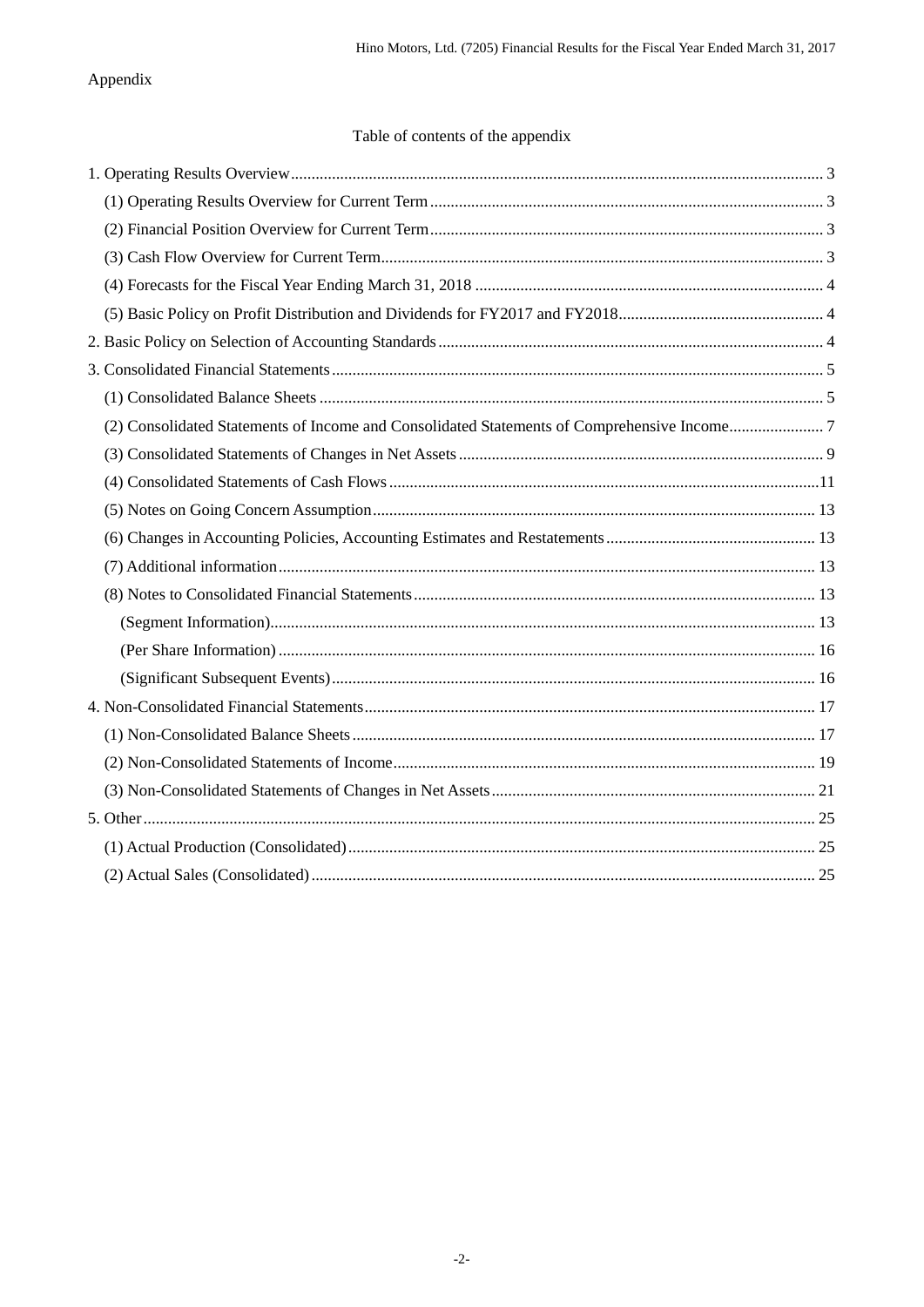Appendix

## Table of contents of the appendix

1. Operating Results Overview ..... 3
   - (1) Operating Results Overview for Current Term ..... 3
   - (2) Financial Position Overview for Current Term ..... 3
   - (3) Cash Flow Overview for Current Term ..... 3
   - (4) Forecasts for the Fiscal Year Ending March 31, 2018 ..... 4
   - (5) Basic Policy on Profit Distribution and Dividends for FY2017 and FY2018 ..... 4
2. Basic Policy on Selection of Accounting Standards ..... 4
3. Consolidated Financial Statements ..... 5
   - (1) Consolidated Balance Sheets ..... 5
   - (2) Consolidated Statements of Income and Consolidated Statements of Comprehensive Income ..... 7
   - (3) Consolidated Statements of Changes in Net Assets ..... 9
   - (4) Consolidated Statements of Cash Flows ..... 11
   - (5) Notes on Going Concern Assumption ..... 13
   - (6) Changes in Accounting Policies, Accounting Estimates and Restatements ..... 13
   - (7) Additional information ..... 13
   - (8) Notes to Consolidated Financial Statements ..... 13
     - (Segment Information) ..... 13
     - (Per Share Information) ..... 16
     - (Significant Subsequent Events) ..... 16
4. Non-Consolidated Financial Statements ..... 17
   - (1) Non-Consolidated Balance Sheets ..... 17
   - (2) Non-Consolidated Statements of Income ..... 19
   - (3) Non-Consolidated Statements of Changes in Net Assets ..... 21
5. Other ..... 25
   - (1) Actual Production (Consolidated) ..... 25
   - (2) Actual Sales (Consolidated) ..... 25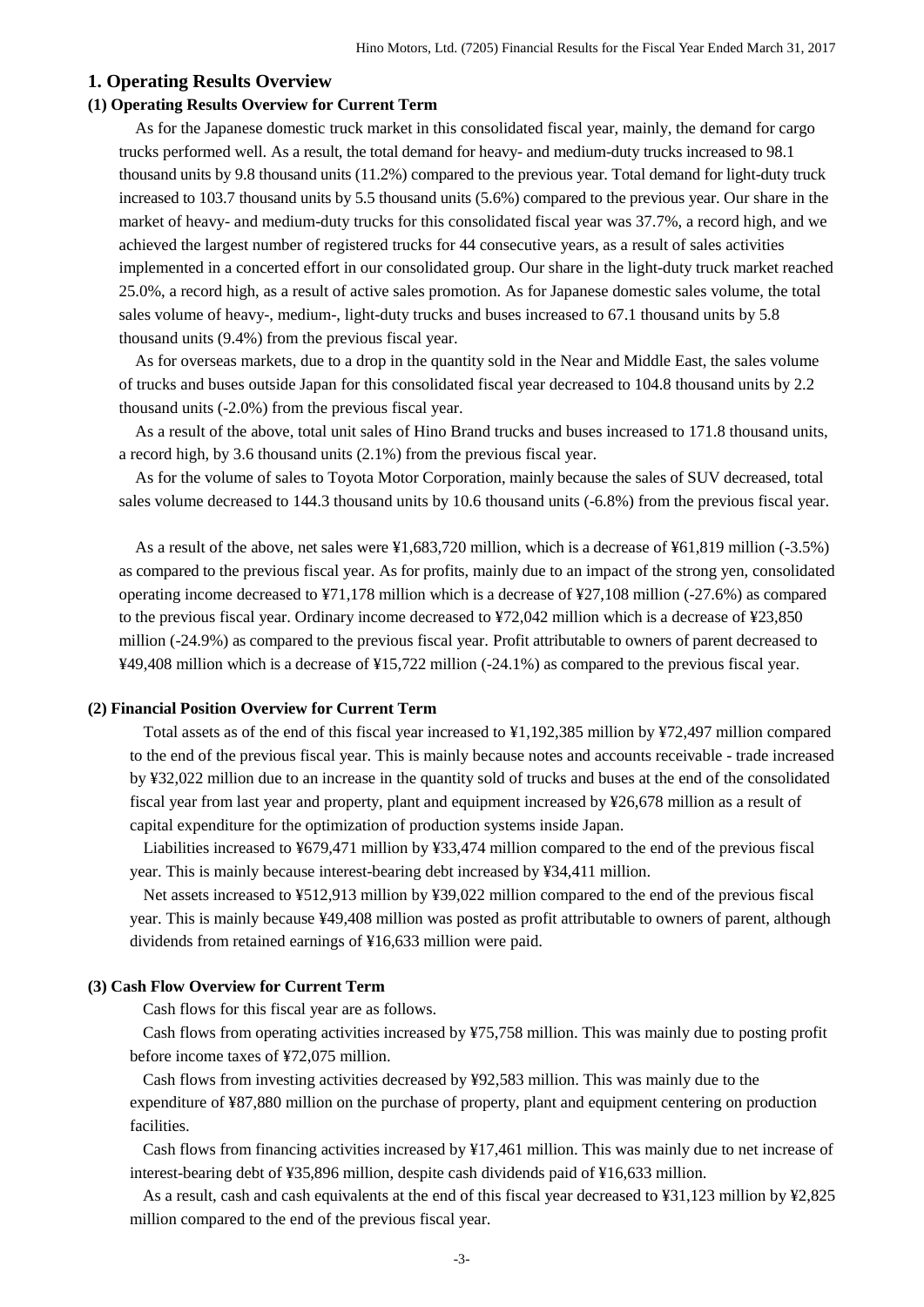# 1. Operating Results Overview

### (1) Operating Results Overview for Current Term

As for the Japanese domestic truck market in this consolidated fiscal year, mainly, the demand for cargo trucks performed well. As a result, the total demand for heavy- and medium-duty trucks increased to 98.1 thousand units by 9.8 thousand units (11.2%) compared to the previous year. Total demand for light-duty truck increased to 103.7 thousand units by 5.5 thousand units (5.6%) compared to the previous year. Our share in the market of heavy- and medium-duty trucks for this consolidated fiscal year was 37.7%, a record high, and we achieved the largest number of registered trucks for 44 consecutive years, as a result of sales activities implemented in a concerted effort in our consolidated group. Our share in the light-duty truck market reached 25.0%, a record high, as a result of active sales promotion. As for Japanese domestic sales volume, the total sales volume of heavy-, medium-, light-duty trucks and buses increased to 67.1 thousand units by 5.8 thousand units (9.4%) from the previous fiscal year.

As for overseas markets, due to a drop in the quantity sold in the Near and Middle East, the sales volume of trucks and buses outside Japan for this consolidated fiscal year decreased to 104.8 thousand units by 2.2 thousand units (-2.0%) from the previous fiscal year.

As a result of the above, total unit sales of Hino Brand trucks and buses increased to 171.8 thousand units, a record high, by 3.6 thousand units (2.1%) from the previous fiscal year.

As for the volume of sales to Toyota Motor Corporation, mainly because the sales of SUV decreased, total sales volume decreased to 144.3 thousand units by 10.6 thousand units (-6.8%) from the previous fiscal year.

As a result of the above, net sales were ¥1,683,720 million, which is a decrease of ¥61,819 million (-3.5%) as compared to the previous fiscal year. As for profits, mainly due to an impact of the strong yen, consolidated operating income decreased to ¥71,178 million which is a decrease of ¥27,108 million (-27.6%) as compared to the previous fiscal year. Ordinary income decreased to ¥72,042 million which is a decrease of ¥23,850 million (-24.9%) as compared to the previous fiscal year. Profit attributable to owners of parent decreased to ¥49,408 million which is a decrease of ¥15,722 million (-24.1%) as compared to the previous fiscal year.

### (2) Financial Position Overview for Current Term

Total assets as of the end of this fiscal year increased to ¥1,192,385 million by ¥72,497 million compared to the end of the previous fiscal year. This is mainly because notes and accounts receivable - trade increased by ¥32,022 million due to an increase in the quantity sold of trucks and buses at the end of the consolidated fiscal year from last year and property, plant and equipment increased by ¥26,678 million as a result of capital expenditure for the optimization of production systems inside Japan.

Liabilities increased to ¥679,471 million by ¥33,474 million compared to the end of the previous fiscal year. This is mainly because interest-bearing debt increased by ¥34,411 million.

Net assets increased to ¥512,913 million by ¥39,022 million compared to the end of the previous fiscal year. This is mainly because ¥49,408 million was posted as profit attributable to owners of parent, although dividends from retained earnings of ¥16,633 million were paid.

### (3) Cash Flow Overview for Current Term

Cash flows for this fiscal year are as follows.

Cash flows from operating activities increased by ¥75,758 million. This was mainly due to posting profit before income taxes of ¥72,075 million.

Cash flows from investing activities decreased by ¥92,583 million. This was mainly due to the expenditure of ¥87,880 million on the purchase of property, plant and equipment centering on production facilities.

Cash flows from financing activities increased by ¥17,461 million. This was mainly due to net increase of interest-bearing debt of ¥35,896 million, despite cash dividends paid of ¥16,633 million.

As a result, cash and cash equivalents at the end of this fiscal year decreased to ¥31,123 million by ¥2,825 million compared to the end of the previous fiscal year.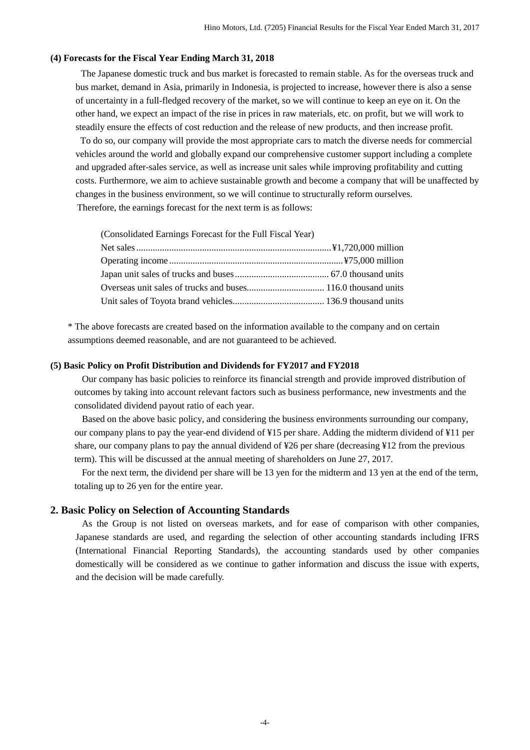### (4) Forecasts for the Fiscal Year Ending March 31, 2018

The Japanese domestic truck and bus market is forecasted to remain stable. As for the overseas truck and bus market, demand in Asia, primarily in Indonesia, is projected to increase, however there is also a sense of uncertainty in a full-fledged recovery of the market, so we will continue to keep an eye on it. On the other hand, we expect an impact of the rise in prices in raw materials, etc. on profit, but we will work to steadily ensure the effects of cost reduction and the release of new products, and then increase profit.

To do so, our company will provide the most appropriate cars to match the diverse needs for commercial vehicles around the world and globally expand our comprehensive customer support including a complete and upgraded after-sales service, as well as increase unit sales while improving profitability and cutting costs. Furthermore, we aim to achieve sustainable growth and become a company that will be unaffected by changes in the business environment, so we will continue to structurally reform ourselves.

Therefore, the earnings forecast for the next term is as follows:

(Consolidated Earnings Forecast for the Full Fiscal Year)

| | |
|---|---|
| Net sales | ¥1,720,000 million |
| Operating income | ¥75,000 million |
| Japan unit sales of trucks and buses | 67.0 thousand units |
| Overseas unit sales of trucks and buses | 116.0 thousand units |
| Unit sales of Toyota brand vehicles | 136.9 thousand units |

* The above forecasts are created based on the information available to the company and on certain assumptions deemed reasonable, and are not guaranteed to be achieved.

### (5) Basic Policy on Profit Distribution and Dividends for FY2017 and FY2018

Our company has basic policies to reinforce its financial strength and provide improved distribution of outcomes by taking into account relevant factors such as business performance, new investments and the consolidated dividend payout ratio of each year.

Based on the above basic policy, and considering the business environments surrounding our company, our company plans to pay the year-end dividend of ¥15 per share. Adding the midterm dividend of ¥11 per share, our company plans to pay the annual dividend of ¥26 per share (decreasing ¥12 from the previous term). This will be discussed at the annual meeting of shareholders on June 27, 2017.

For the next term, the dividend per share will be 13 yen for the midterm and 13 yen at the end of the term, totaling up to 26 yen for the entire year.

## 2. Basic Policy on Selection of Accounting Standards

As the Group is not listed on overseas markets, and for ease of comparison with other companies, Japanese standards are used, and regarding the selection of other accounting standards including IFRS (International Financial Reporting Standards), the accounting standards used by other companies domestically will be considered as we continue to gather information and discuss the issue with experts, and the decision will be made carefully.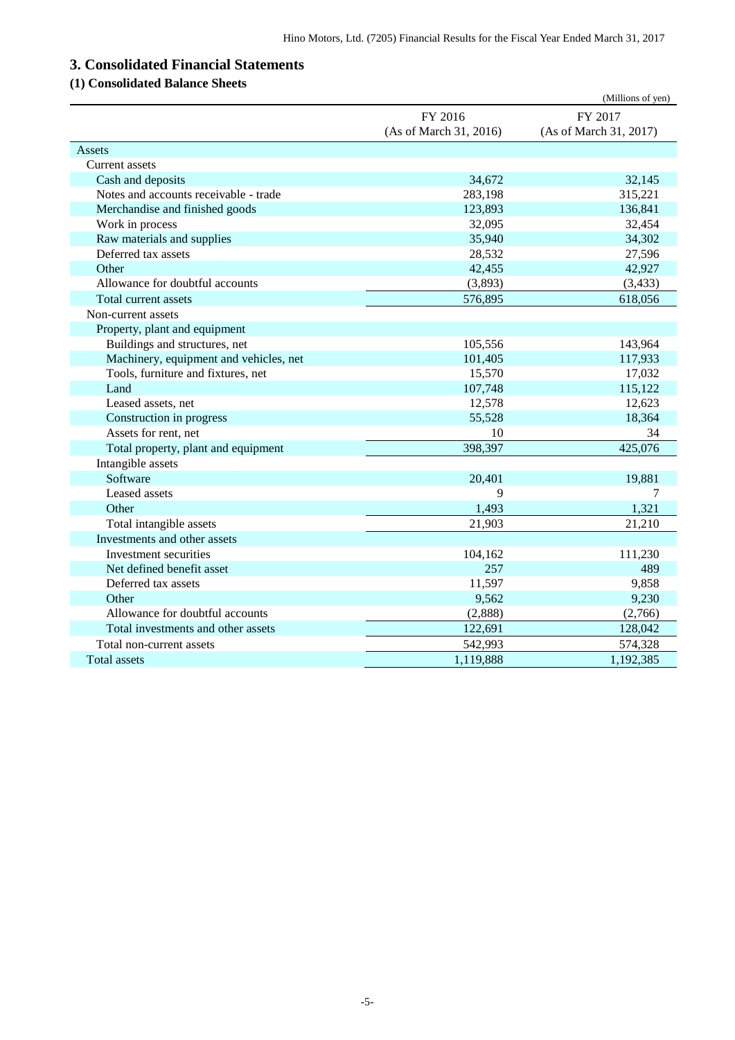## 3. Consolidated Financial Statements

### (1) Consolidated Balance Sheets

(Millions of yen)

| | FY 2016 (As of March 31, 2016) | FY 2017 (As of March 31, 2017) |
|---|---|---|
| Assets | | |
| Current assets | | |
| Cash and deposits | 34,672 | 32,145 |
| Notes and accounts receivable - trade | 283,198 | 315,221 |
| Merchandise and finished goods | 123,893 | 136,841 |
| Work in process | 32,095 | 32,454 |
| Raw materials and supplies | 35,940 | 34,302 |
| Deferred tax assets | 28,532 | 27,596 |
| Other | 42,455 | 42,927 |
| Allowance for doubtful accounts | (3,893) | (3,433) |
| Total current assets | 576,895 | 618,056 |
| Non-current assets | | |
| Property, plant and equipment | | |
| Buildings and structures, net | 105,556 | 143,964 |
| Machinery, equipment and vehicles, net | 101,405 | 117,933 |
| Tools, furniture and fixtures, net | 15,570 | 17,032 |
| Land | 107,748 | 115,122 |
| Leased assets, net | 12,578 | 12,623 |
| Construction in progress | 55,528 | 18,364 |
| Assets for rent, net | 10 | 34 |
| Total property, plant and equipment | 398,397 | 425,076 |
| Intangible assets | | |
| Software | 20,401 | 19,881 |
| Leased assets | 9 | 7 |
| Other | 1,493 | 1,321 |
| Total intangible assets | 21,903 | 21,210 |
| Investments and other assets | | |
| Investment securities | 104,162 | 111,230 |
| Net defined benefit asset | 257 | 489 |
| Deferred tax assets | 11,597 | 9,858 |
| Other | 9,562 | 9,230 |
| Allowance for doubtful accounts | (2,888) | (2,766) |
| Total investments and other assets | 122,691 | 128,042 |
| Total non-current assets | 542,993 | 574,328 |
| Total assets | 1,119,888 | 1,192,385 |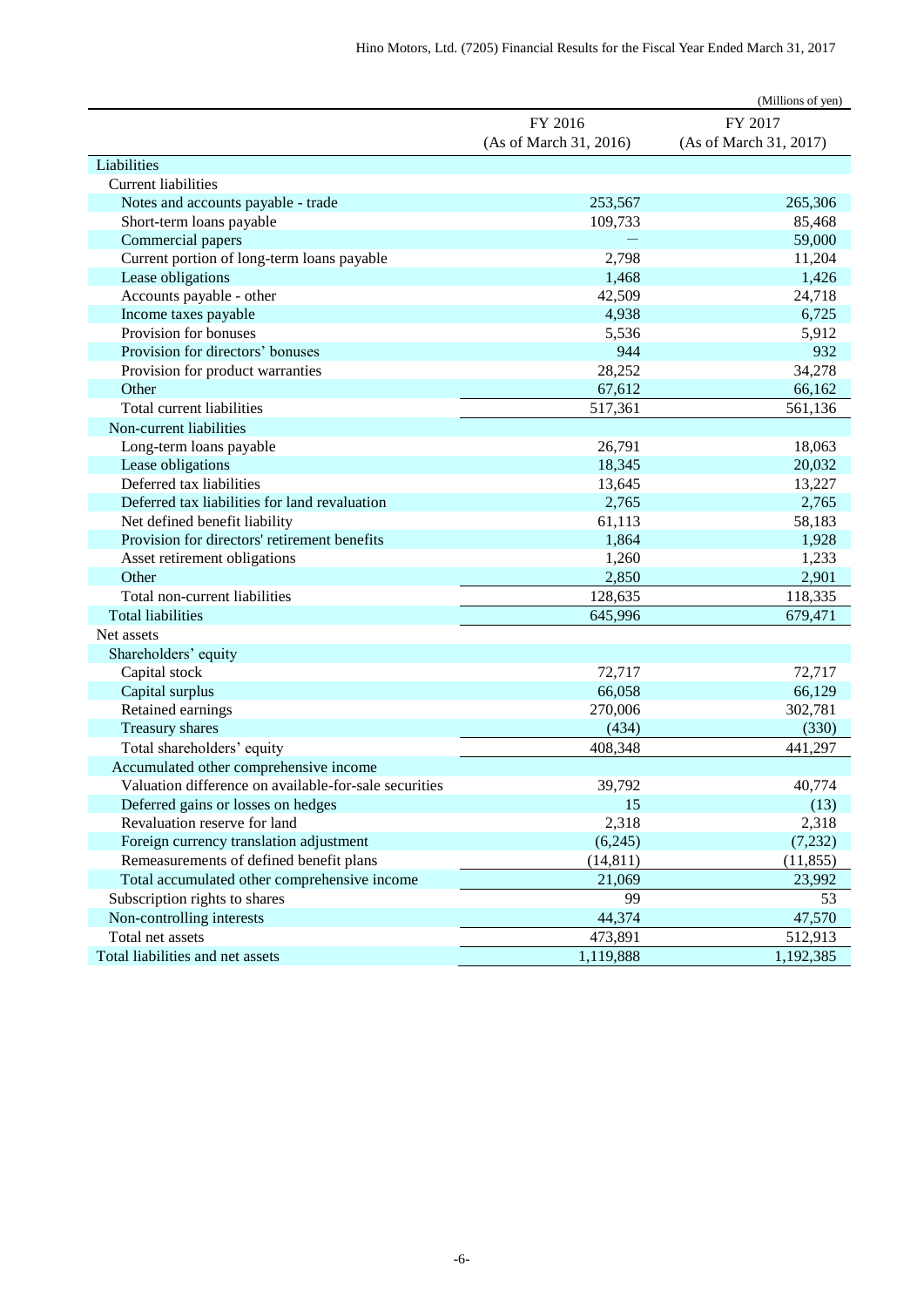(Millions of yen)

| | FY 2016 (As of March 31, 2016) | FY 2017 (As of March 31, 2017) |
|---|---|---|
| Liabilities | | |
| Current liabilities | | |
| Notes and accounts payable - trade | 253,567 | 265,306 |
| Short-term loans payable | 109,733 | 85,468 |
| Commercial papers | — | 59,000 |
| Current portion of long-term loans payable | 2,798 | 11,204 |
| Lease obligations | 1,468 | 1,426 |
| Accounts payable - other | 42,509 | 24,718 |
| Income taxes payable | 4,938 | 6,725 |
| Provision for bonuses | 5,536 | 5,912 |
| Provision for directors' bonuses | 944 | 932 |
| Provision for product warranties | 28,252 | 34,278 |
| Other | 67,612 | 66,162 |
| Total current liabilities | 517,361 | 561,136 |
| Non-current liabilities | | |
| Long-term loans payable | 26,791 | 18,063 |
| Lease obligations | 18,345 | 20,032 |
| Deferred tax liabilities | 13,645 | 13,227 |
| Deferred tax liabilities for land revaluation | 2,765 | 2,765 |
| Net defined benefit liability | 61,113 | 58,183 |
| Provision for directors' retirement benefits | 1,864 | 1,928 |
| Asset retirement obligations | 1,260 | 1,233 |
| Other | 2,850 | 2,901 |
| Total non-current liabilities | 128,635 | 118,335 |
| Total liabilities | 645,996 | 679,471 |
| Net assets | | |
| Shareholders' equity | | |
| Capital stock | 72,717 | 72,717 |
| Capital surplus | 66,058 | 66,129 |
| Retained earnings | 270,006 | 302,781 |
| Treasury shares | (434) | (330) |
| Total shareholders' equity | 408,348 | 441,297 |
| Accumulated other comprehensive income | | |
| Valuation difference on available-for-sale securities | 39,792 | 40,774 |
| Deferred gains or losses on hedges | 15 | (13) |
| Revaluation reserve for land | 2,318 | 2,318 |
| Foreign currency translation adjustment | (6,245) | (7,232) |
| Remeasurements of defined benefit plans | (14,811) | (11,855) |
| Total accumulated other comprehensive income | 21,069 | 23,992 |
| Subscription rights to shares | 99 | 53 |
| Non-controlling interests | 44,374 | 47,570 |
| Total net assets | 473,891 | 512,913 |
| Total liabilities and net assets | 1,119,888 | 1,192,385 |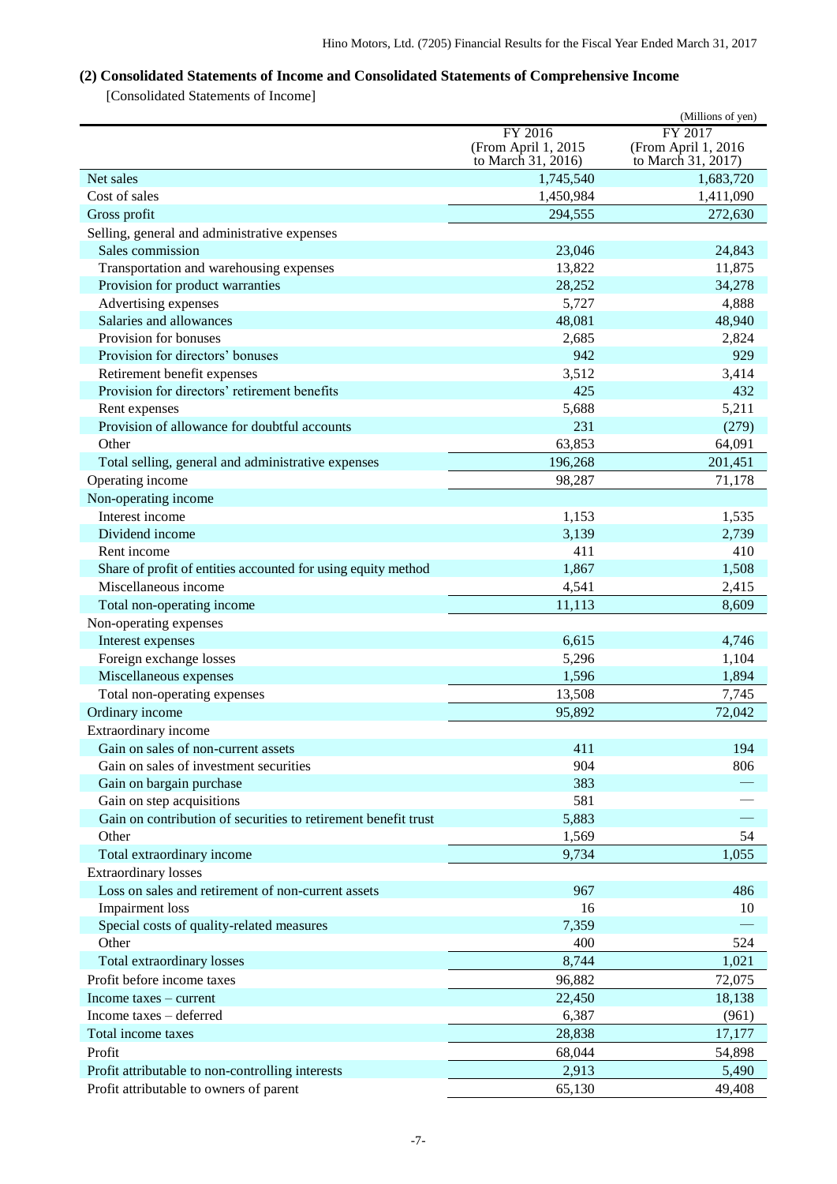## (2) Consolidated Statements of Income and Consolidated Statements of Comprehensive Income

[Consolidated Statements of Income]

(Millions of yen)

| | FY 2016 (From April 1, 2015 to March 31, 2016) | FY 2017 (From April 1, 2016 to March 31, 2017) |
|---|---|---|
| Net sales | 1,745,540 | 1,683,720 |
| Cost of sales | 1,450,984 | 1,411,090 |
| Gross profit | 294,555 | 272,630 |
| Selling, general and administrative expenses | | |
| Sales commission | 23,046 | 24,843 |
| Transportation and warehousing expenses | 13,822 | 11,875 |
| Provision for product warranties | 28,252 | 34,278 |
| Advertising expenses | 5,727 | 4,888 |
| Salaries and allowances | 48,081 | 48,940 |
| Provision for bonuses | 2,685 | 2,824 |
| Provision for directors' bonuses | 942 | 929 |
| Retirement benefit expenses | 3,512 | 3,414 |
| Provision for directors' retirement benefits | 425 | 432 |
| Rent expenses | 5,688 | 5,211 |
| Provision of allowance for doubtful accounts | 231 | (279) |
| Other | 63,853 | 64,091 |
| Total selling, general and administrative expenses | 196,268 | 201,451 |
| Operating income | 98,287 | 71,178 |
| Non-operating income | | |
| Interest income | 1,153 | 1,535 |
| Dividend income | 3,139 | 2,739 |
| Rent income | 411 | 410 |
| Share of profit of entities accounted for using equity method | 1,867 | 1,508 |
| Miscellaneous income | 4,541 | 2,415 |
| Total non-operating income | 11,113 | 8,609 |
| Non-operating expenses | | |
| Interest expenses | 6,615 | 4,746 |
| Foreign exchange losses | 5,296 | 1,104 |
| Miscellaneous expenses | 1,596 | 1,894 |
| Total non-operating expenses | 13,508 | 7,745 |
| Ordinary income | 95,892 | 72,042 |
| Extraordinary income | | |
| Gain on sales of non-current assets | 411 | 194 |
| Gain on sales of investment securities | 904 | 806 |
| Gain on bargain purchase | 383 | — |
| Gain on step acquisitions | 581 | — |
| Gain on contribution of securities to retirement benefit trust | 5,883 | — |
| Other | 1,569 | 54 |
| Total extraordinary income | 9,734 | 1,055 |
| Extraordinary losses | | |
| Loss on sales and retirement of non-current assets | 967 | 486 |
| Impairment loss | 16 | 10 |
| Special costs of quality-related measures | 7,359 | — |
| Other | 400 | 524 |
| Total extraordinary losses | 8,744 | 1,021 |
| Profit before income taxes | 96,882 | 72,075 |
| Income taxes – current | 22,450 | 18,138 |
| Income taxes – deferred | 6,387 | (961) |
| Total income taxes | 28,838 | 17,177 |
| Profit | 68,044 | 54,898 |
| Profit attributable to non-controlling interests | 2,913 | 5,490 |
| Profit attributable to owners of parent | 65,130 | 49,408 |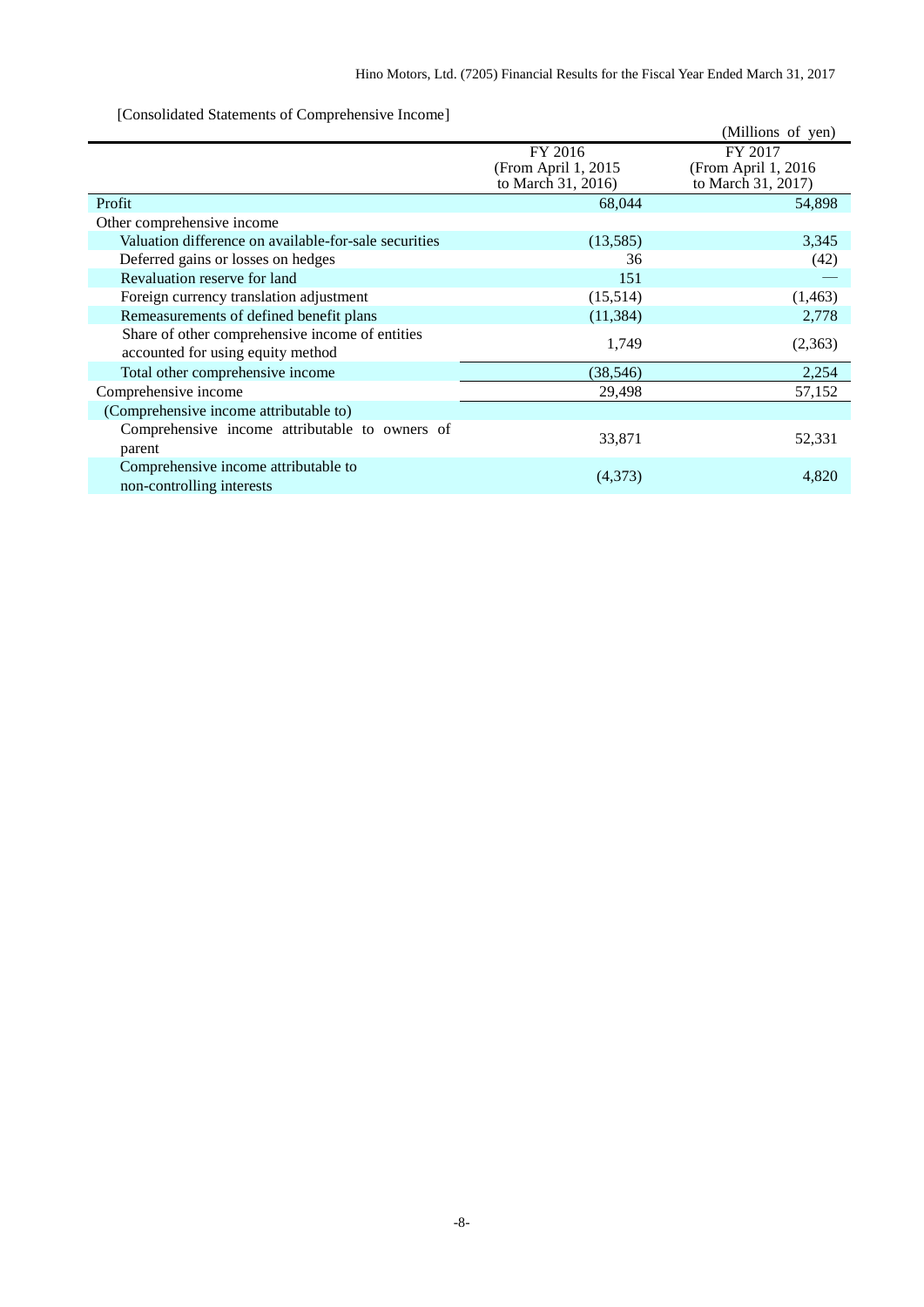[Consolidated Statements of Comprehensive Income]

(Millions of yen)

| | FY 2016 (From April 1, 2015 to March 31, 2016) | FY 2017 (From April 1, 2016 to March 31, 2017) |
|---|---|---|
| Profit | 68,044 | 54,898 |
| Other comprehensive income | | |
| Valuation difference on available-for-sale securities | (13,585) | 3,345 |
| Deferred gains or losses on hedges | 36 | (42) |
| Revaluation reserve for land | 151 | — |
| Foreign currency translation adjustment | (15,514) | (1,463) |
| Remeasurements of defined benefit plans | (11,384) | 2,778 |
| Share of other comprehensive income of entities accounted for using equity method | 1,749 | (2,363) |
| Total other comprehensive income | (38,546) | 2,254 |
| Comprehensive income | 29,498 | 57,152 |
| (Comprehensive income attributable to) | | |
| Comprehensive income attributable to owners of parent | 33,871 | 52,331 |
| Comprehensive income attributable to non-controlling interests | (4,373) | 4,820 |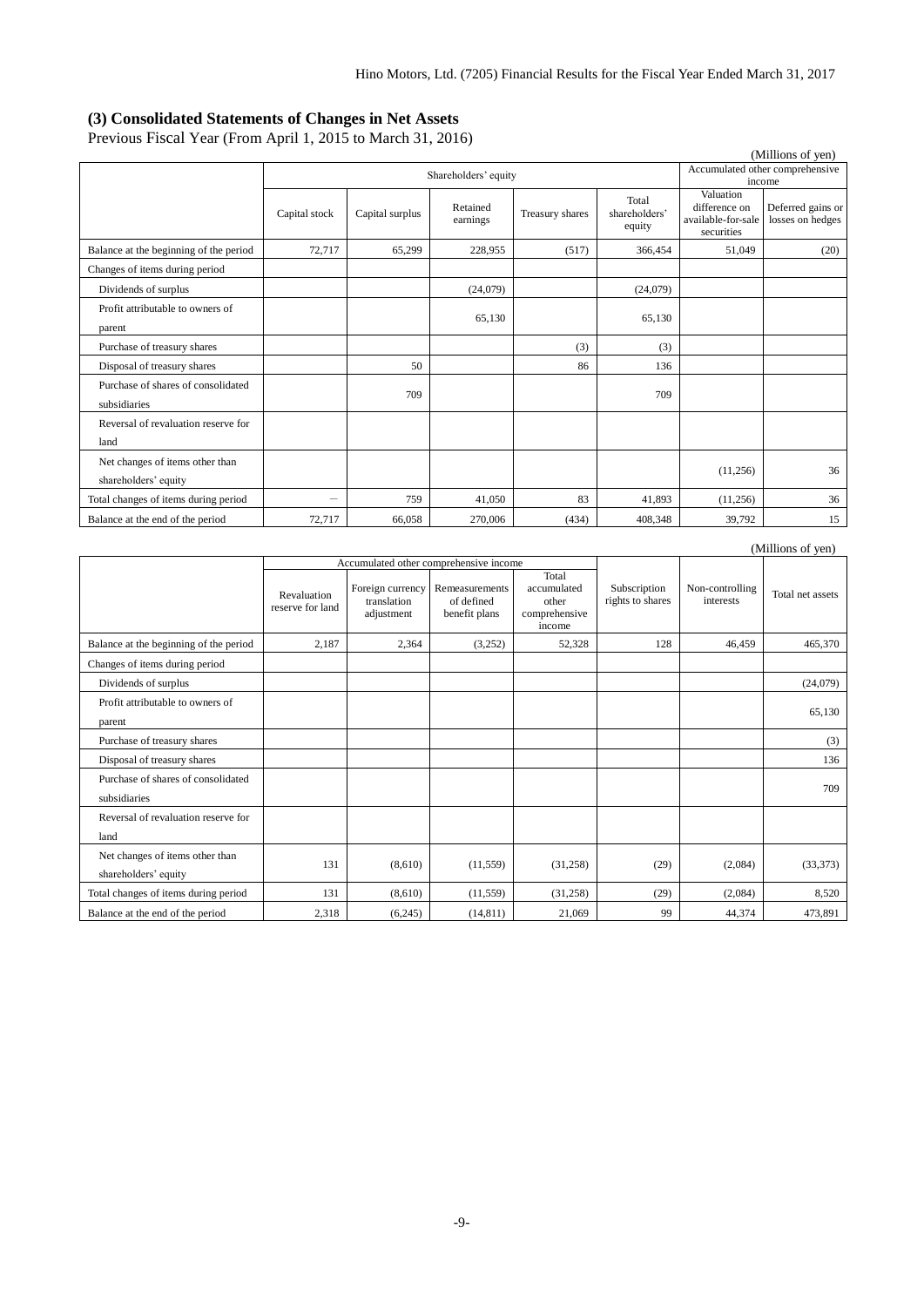### (3) Consolidated Statements of Changes in Net Assets

Previous Fiscal Year (From April 1, 2015 to March 31, 2016)

(Millions of yen)

| | Shareholders' equity | | | | | Accumulated other comprehensive income | |
|---|---|---|---|---|---|---|---|
| | Capital stock | Capital surplus | Retained earnings | Treasury shares | Total shareholders' equity | Valuation difference on available-for-sale securities | Deferred gains or losses on hedges |
| Balance at the beginning of the period | 72,717 | 65,299 | 228,955 | (517) | 366,454 | 51,049 | (20) |
| Changes of items during period | | | | | | | |
| Dividends of surplus | | | (24,079) | | (24,079) | | |
| Profit attributable to owners of parent | | | 65,130 | | 65,130 | | |
| Purchase of treasury shares | | | | (3) | (3) | | |
| Disposal of treasury shares | | 50 | | 86 | 136 | | |
| Purchase of shares of consolidated subsidiaries | | 709 | | | 709 | | |
| Reversal of revaluation reserve for land | | | | | | | |
| Net changes of items other than shareholders' equity | | | | | | (11,256) | 36 |
| Total changes of items during period | — | 759 | 41,050 | 83 | 41,893 | (11,256) | 36 |
| Balance at the end of the period | 72,717 | 66,058 | 270,006 | (434) | 408,348 | 39,792 | 15 |

(Millions of yen)

| | Accumulated other comprehensive income | | | | Subscription rights to shares | Non-controlling interests | Total net assets |
|---|---|---|---|---|---|---|---|
| | Revaluation reserve for land | Foreign currency translation adjustment | Remeasurements of defined benefit plans | Total accumulated other comprehensive income | | | |
| Balance at the beginning of the period | 2,187 | 2,364 | (3,252) | 52,328 | 128 | 46,459 | 465,370 |
| Changes of items during period | | | | | | | |
| Dividends of surplus | | | | | | | (24,079) |
| Profit attributable to owners of parent | | | | | | | 65,130 |
| Purchase of treasury shares | | | | | | | (3) |
| Disposal of treasury shares | | | | | | | 136 |
| Purchase of shares of consolidated subsidiaries | | | | | | | 709 |
| Reversal of revaluation reserve for land | | | | | | | |
| Net changes of items other than shareholders' equity | 131 | (8,610) | (11,559) | (31,258) | (29) | (2,084) | (33,373) |
| Total changes of items during period | 131 | (8,610) | (11,559) | (31,258) | (29) | (2,084) | 8,520 |
| Balance at the end of the period | 2,318 | (6,245) | (14,811) | 21,069 | 99 | 44,374 | 473,891 |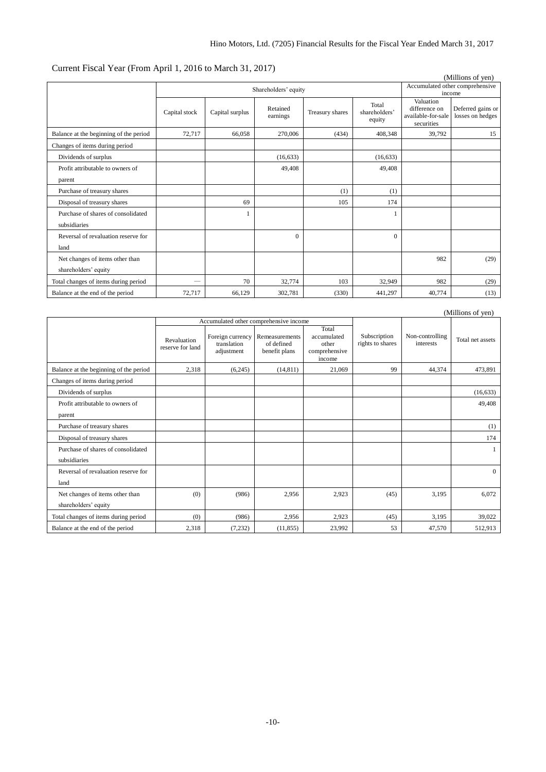## Current Fiscal Year (From April 1, 2016 to March 31, 2017)

(Millions of yen)

| | Shareholders' equity | | | | | Accumulated other comprehensive income | |
|---|---|---|---|---|---|---|---|
| | Capital stock | Capital surplus | Retained earnings | Treasury shares | Total shareholders' equity | Valuation difference on available-for-sale securities | Deferred gains or losses on hedges |
| Balance at the beginning of the period | 72,717 | 66,058 | 270,006 | (434) | 408,348 | 39,792 | 15 |
| Changes of items during period | | | | | | | |
| Dividends of surplus | | | (16,633) | | (16,633) | | |
| Profit attributable to owners of parent | | | 49,408 | | 49,408 | | |
| Purchase of treasury shares | | | | (1) | (1) | | |
| Disposal of treasury shares | | 69 | | 105 | 174 | | |
| Purchase of shares of consolidated subsidiaries | | 1 | | | 1 | | |
| Reversal of revaluation reserve for land | | | 0 | | 0 | | |
| Net changes of items other than shareholders' equity | | | | | | 982 | (29) |
| Total changes of items during period | — | 70 | 32,774 | 103 | 32,949 | 982 | (29) |
| Balance at the end of the period | 72,717 | 66,129 | 302,781 | (330) | 441,297 | 40,774 | (13) |

(Millions of yen)

| | Accumulated other comprehensive income | | | | Subscription rights to shares | Non-controlling interests | Total net assets |
|---|---|---|---|---|---|---|---|
| | Revaluation reserve for land | Foreign currency translation adjustment | Remeasurements of defined benefit plans | Total accumulated other comprehensive income | | | |
| Balance at the beginning of the period | 2,318 | (6,245) | (14,811) | 21,069 | 99 | 44,374 | 473,891 |
| Changes of items during period | | | | | | | |
| Dividends of surplus | | | | | | | (16,633) |
| Profit attributable to owners of parent | | | | | | | 49,408 |
| Purchase of treasury shares | | | | | | | (1) |
| Disposal of treasury shares | | | | | | | 174 |
| Purchase of shares of consolidated subsidiaries | | | | | | | 1 |
| Reversal of revaluation reserve for land | | | | | | | 0 |
| Net changes of items other than shareholders' equity | (0) | (986) | 2,956 | 2,923 | (45) | 3,195 | 6,072 |
| Total changes of items during period | (0) | (986) | 2,956 | 2,923 | (45) | 3,195 | 39,022 |
| Balance at the end of the period | 2,318 | (7,232) | (11,855) | 23,992 | 53 | 47,570 | 512,913 |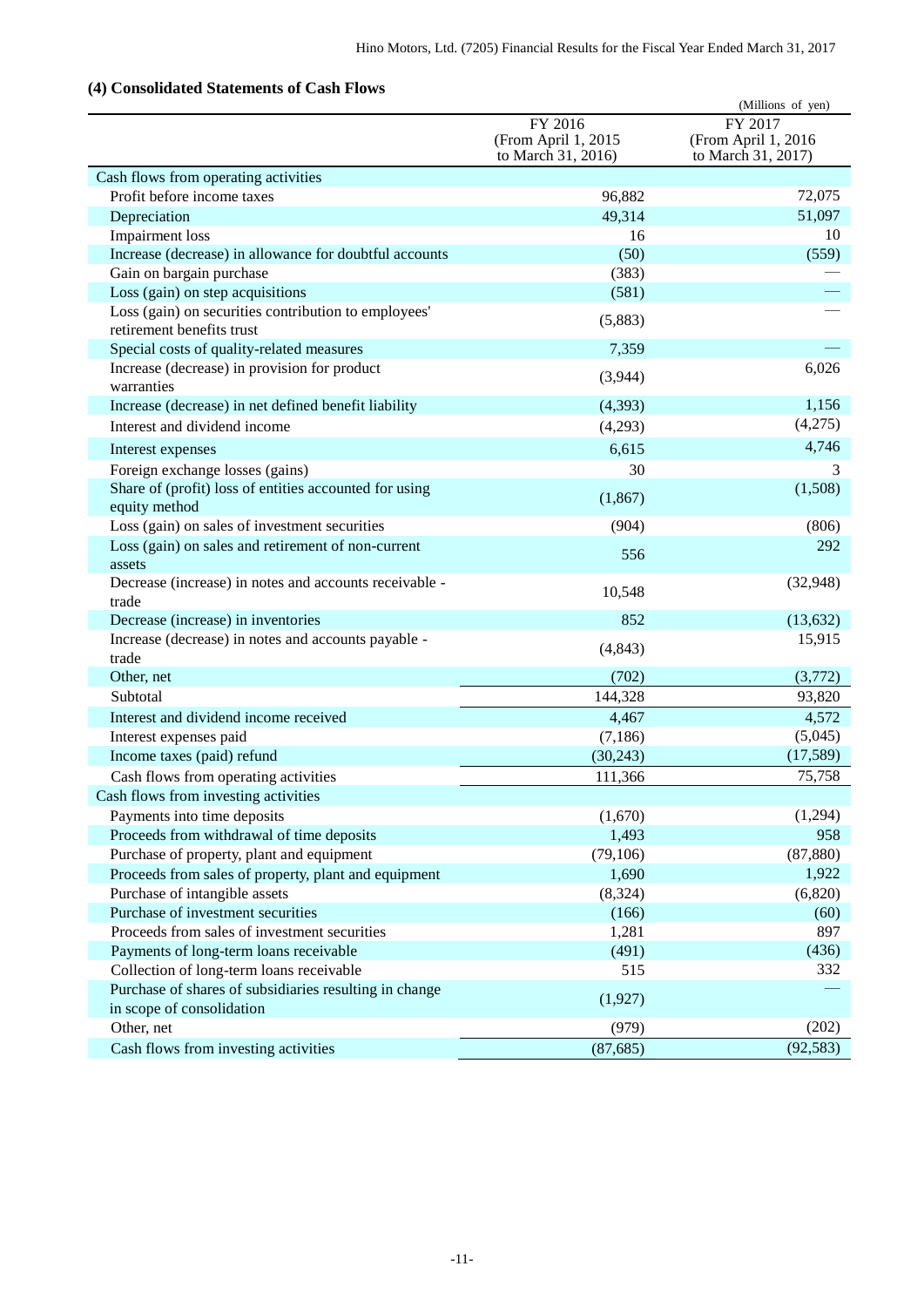### (4) Consolidated Statements of Cash Flows

(Millions of yen)

| | FY 2016 (From April 1, 2015 to March 31, 2016) | FY 2017 (From April 1, 2016 to March 31, 2017) |
|---|---|---|
| Cash flows from operating activities | | |
| Profit before income taxes | 96,882 | 72,075 |
| Depreciation | 49,314 | 51,097 |
| Impairment loss | 16 | 10 |
| Increase (decrease) in allowance for doubtful accounts | (50) | (559) |
| Gain on bargain purchase | (383) | — |
| Loss (gain) on step acquisitions | (581) | — |
| Loss (gain) on securities contribution to employees' retirement benefits trust | (5,883) | — |
| Special costs of quality-related measures | 7,359 | — |
| Increase (decrease) in provision for product warranties | (3,944) | 6,026 |
| Increase (decrease) in net defined benefit liability | (4,393) | 1,156 |
| Interest and dividend income | (4,293) | (4,275) |
| Interest expenses | 6,615 | 4,746 |
| Foreign exchange losses (gains) | 30 | 3 |
| Share of (profit) loss of entities accounted for using equity method | (1,867) | (1,508) |
| Loss (gain) on sales of investment securities | (904) | (806) |
| Loss (gain) on sales and retirement of non-current assets | 556 | 292 |
| Decrease (increase) in notes and accounts receivable - trade | 10,548 | (32,948) |
| Decrease (increase) in inventories | 852 | (13,632) |
| Increase (decrease) in notes and accounts payable - trade | (4,843) | 15,915 |
| Other, net | (702) | (3,772) |
| Subtotal | 144,328 | 93,820 |
| Interest and dividend income received | 4,467 | 4,572 |
| Interest expenses paid | (7,186) | (5,045) |
| Income taxes (paid) refund | (30,243) | (17,589) |
| Cash flows from operating activities | 111,366 | 75,758 |
| Cash flows from investing activities | | |
| Payments into time deposits | (1,670) | (1,294) |
| Proceeds from withdrawal of time deposits | 1,493 | 958 |
| Purchase of property, plant and equipment | (79,106) | (87,880) |
| Proceeds from sales of property, plant and equipment | 1,690 | 1,922 |
| Purchase of intangible assets | (8,324) | (6,820) |
| Purchase of investment securities | (166) | (60) |
| Proceeds from sales of investment securities | 1,281 | 897 |
| Payments of long-term loans receivable | (491) | (436) |
| Collection of long-term loans receivable | 515 | 332 |
| Purchase of shares of subsidiaries resulting in change in scope of consolidation | (1,927) | — |
| Other, net | (979) | (202) |
| Cash flows from investing activities | (87,685) | (92,583) |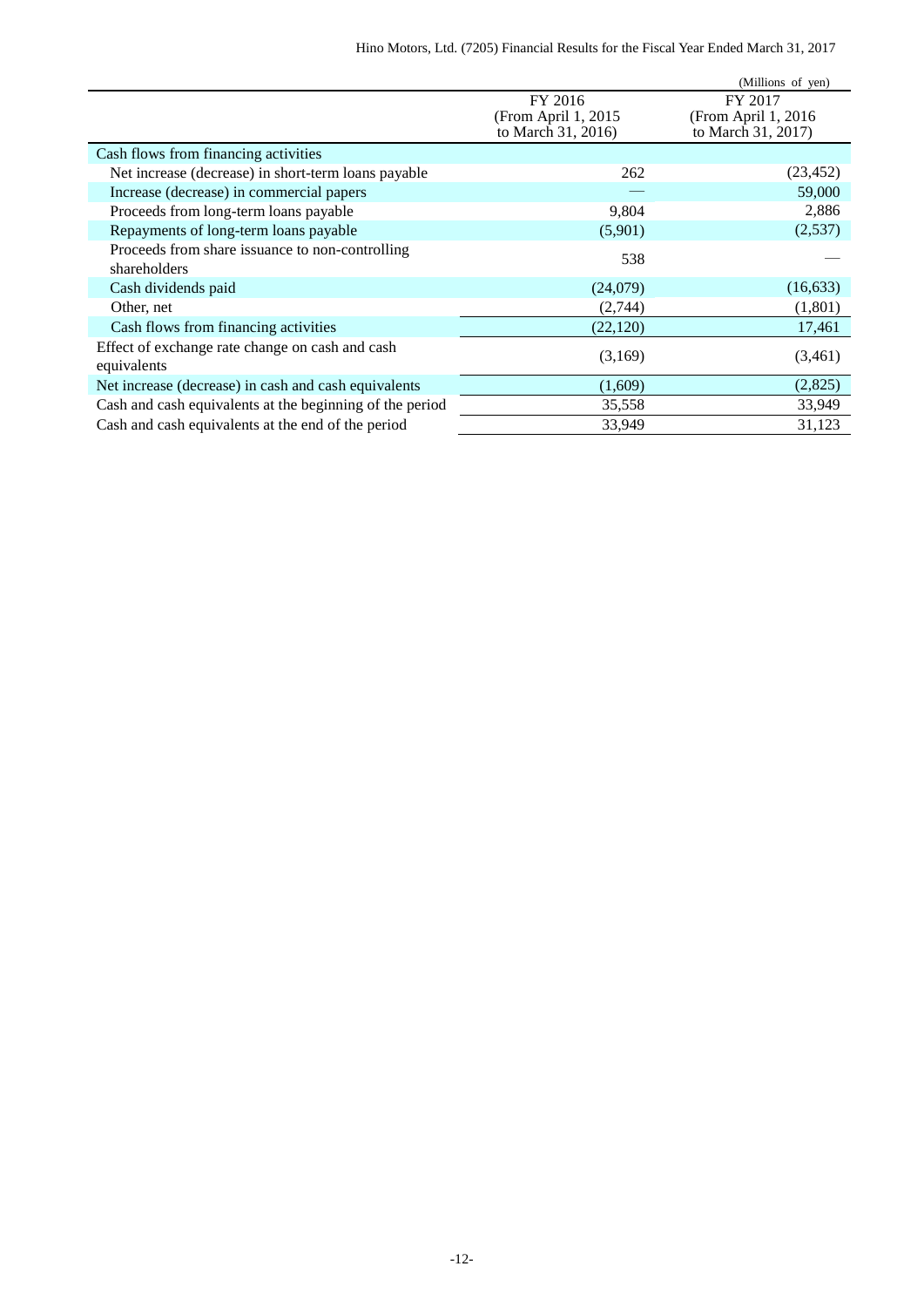(Millions of yen)

| | FY 2016 (From April 1, 2015 to March 31, 2016) | FY 2017 (From April 1, 2016 to March 31, 2017) |
|---|---|---|
| Cash flows from financing activities | | |
| Net increase (decrease) in short-term loans payable | 262 | (23,452) |
| Increase (decrease) in commercial papers | — | 59,000 |
| Proceeds from long-term loans payable | 9,804 | 2,886 |
| Repayments of long-term loans payable | (5,901) | (2,537) |
| Proceeds from share issuance to non-controlling shareholders | 538 | — |
| Cash dividends paid | (24,079) | (16,633) |
| Other, net | (2,744) | (1,801) |
| Cash flows from financing activities | (22,120) | 17,461 |
| Effect of exchange rate change on cash and cash equivalents | (3,169) | (3,461) |
| Net increase (decrease) in cash and cash equivalents | (1,609) | (2,825) |
| Cash and cash equivalents at the beginning of the period | 35,558 | 33,949 |
| Cash and cash equivalents at the end of the period | 33,949 | 31,123 |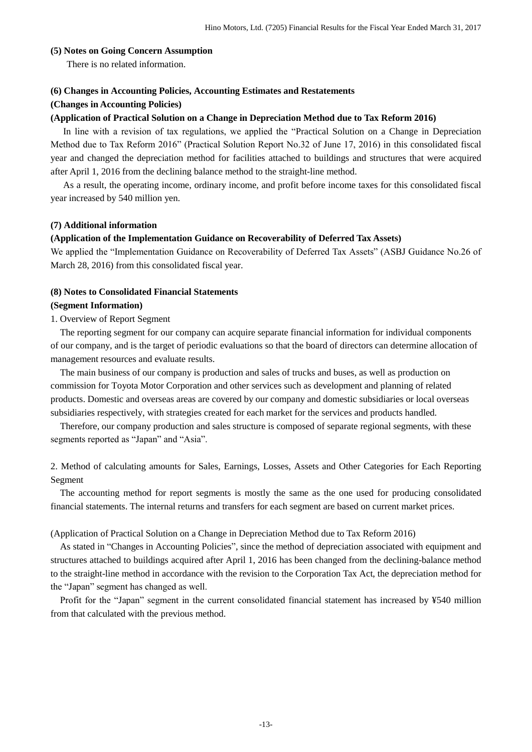**(5) Notes on Going Concern Assumption**

There is no related information.

**(6) Changes in Accounting Policies, Accounting Estimates and Restatements**

**(Changes in Accounting Policies)**

**(Application of Practical Solution on a Change in Depreciation Method due to Tax Reform 2016)**

In line with a revision of tax regulations, we applied the "Practical Solution on a Change in Depreciation Method due to Tax Reform 2016" (Practical Solution Report No.32 of June 17, 2016) in this consolidated fiscal year and changed the depreciation method for facilities attached to buildings and structures that were acquired after April 1, 2016 from the declining balance method to the straight-line method.

As a result, the operating income, ordinary income, and profit before income taxes for this consolidated fiscal year increased by 540 million yen.

**(7) Additional information**

**(Application of the Implementation Guidance on Recoverability of Deferred Tax Assets)**

We applied the "Implementation Guidance on Recoverability of Deferred Tax Assets" (ASBJ Guidance No.26 of March 28, 2016) from this consolidated fiscal year.

**(8) Notes to Consolidated Financial Statements**

**(Segment Information)**

1. Overview of Report Segment

The reporting segment for our company can acquire separate financial information for individual components of our company, and is the target of periodic evaluations so that the board of directors can determine allocation of management resources and evaluate results.

The main business of our company is production and sales of trucks and buses, as well as production on commission for Toyota Motor Corporation and other services such as development and planning of related products. Domestic and overseas areas are covered by our company and domestic subsidiaries or local overseas subsidiaries respectively, with strategies created for each market for the services and products handled.

Therefore, our company production and sales structure is composed of separate regional segments, with these segments reported as "Japan" and "Asia".

2. Method of calculating amounts for Sales, Earnings, Losses, Assets and Other Categories for Each Reporting Segment

The accounting method for report segments is mostly the same as the one used for producing consolidated financial statements. The internal returns and transfers for each segment are based on current market prices.

(Application of Practical Solution on a Change in Depreciation Method due to Tax Reform 2016)

As stated in "Changes in Accounting Policies", since the method of depreciation associated with equipment and structures attached to buildings acquired after April 1, 2016 has been changed from the declining-balance method to the straight-line method in accordance with the revision to the Corporation Tax Act, the depreciation method for the "Japan" segment has changed as well.

Profit for the "Japan" segment in the current consolidated financial statement has increased by ¥540 million from that calculated with the previous method.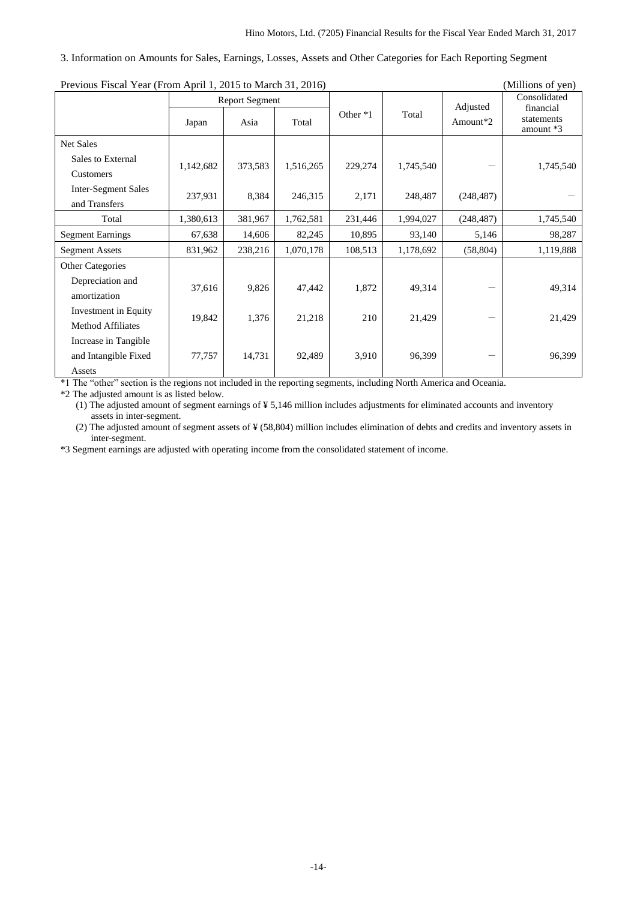3. Information on Amounts for Sales, Earnings, Losses, Assets and Other Categories for Each Reporting Segment

Previous Fiscal Year (From April 1, 2015 to March 31, 2016) (Millions of yen)

| | Report Segment | | | Other *1 | Total | Adjusted Amount*2 | Consolidated financial statements amount *3 |
|---|---|---|---|---|---|---|---|
| | Japan | Asia | Total | | | | |
| Net Sales | | | | | | | |
| Sales to External Customers | 1,142,682 | 373,583 | 1,516,265 | 229,274 | 1,745,540 | — | 1,745,540 |
| Inter-Segment Sales and Transfers | 237,931 | 8,384 | 246,315 | 2,171 | 248,487 | (248,487) | — |
| Total | 1,380,613 | 381,967 | 1,762,581 | 231,446 | 1,994,027 | (248,487) | 1,745,540 |
| Segment Earnings | 67,638 | 14,606 | 82,245 | 10,895 | 93,140 | 5,146 | 98,287 |
| Segment Assets | 831,962 | 238,216 | 1,070,178 | 108,513 | 1,178,692 | (58,804) | 1,119,888 |
| Other Categories | | | | | | | |
| Depreciation and amortization | 37,616 | 9,826 | 47,442 | 1,872 | 49,314 | — | 49,314 |
| Investment in Equity Method Affiliates | 19,842 | 1,376 | 21,218 | 210 | 21,429 | — | 21,429 |
| Increase in Tangible and Intangible Fixed Assets | 77,757 | 14,731 | 92,489 | 3,910 | 96,399 | — | 96,399 |

*1 The "other" section is the regions not included in the reporting segments, including North America and Oceania.

*2 The adjusted amount is as listed below.

(1) The adjusted amount of segment earnings of ¥ 5,146 million includes adjustments for eliminated accounts and inventory assets in inter-segment.

(2) The adjusted amount of segment assets of ¥ (58,804) million includes elimination of debts and credits and inventory assets in inter-segment.

*3 Segment earnings are adjusted with operating income from the consolidated statement of income.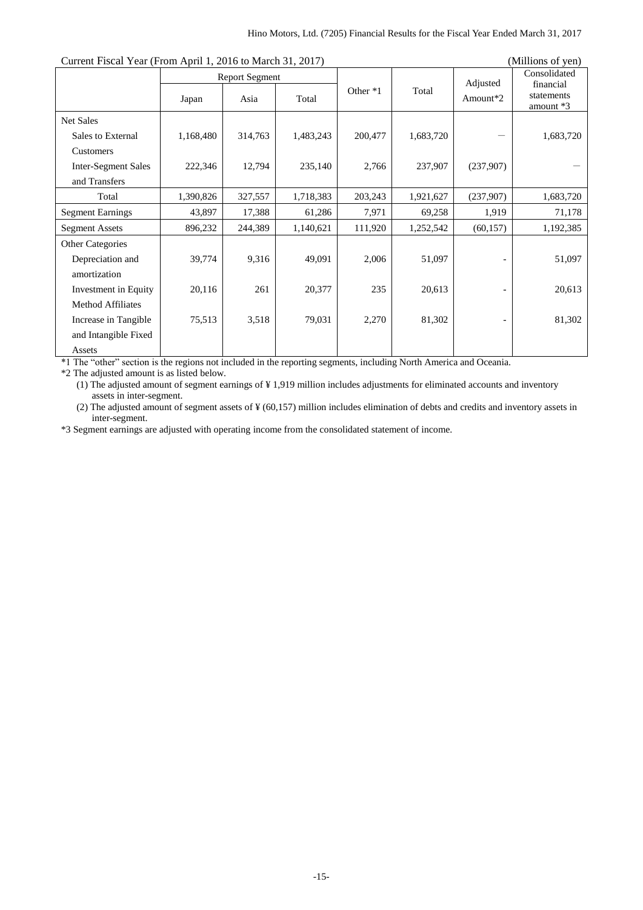Current Fiscal Year (From April 1, 2016 to March 31, 2017) (Millions of yen)

| | Report Segment | | | Other *1 | Total | Adjusted Amount*2 | Consolidated financial statements amount *3 |
|---|---|---|---|---|---|---|---|
| | Japan | Asia | Total | | | | |
| Net Sales | | | | | | | |
| Sales to External Customers | 1,168,480 | 314,763 | 1,483,243 | 200,477 | 1,683,720 | ― | 1,683,720 |
| Inter-Segment Sales and Transfers | 222,346 | 12,794 | 235,140 | 2,766 | 237,907 | (237,907) | ― |
| Total | 1,390,826 | 327,557 | 1,718,383 | 203,243 | 1,921,627 | (237,907) | 1,683,720 |
| Segment Earnings | 43,897 | 17,388 | 61,286 | 7,971 | 69,258 | 1,919 | 71,178 |
| Segment Assets | 896,232 | 244,389 | 1,140,621 | 111,920 | 1,252,542 | (60,157) | 1,192,385 |
| Other Categories | | | | | | | |
| Depreciation and amortization | 39,774 | 9,316 | 49,091 | 2,006 | 51,097 | - | 51,097 |
| Investment in Equity Method Affiliates | 20,116 | 261 | 20,377 | 235 | 20,613 | - | 20,613 |
| Increase in Tangible and Intangible Fixed Assets | 75,513 | 3,518 | 79,031 | 2,270 | 81,302 | - | 81,302 |

*1 The "other" section is the regions not included in the reporting segments, including North America and Oceania.

*2 The adjusted amount is as listed below.

(1) The adjusted amount of segment earnings of ¥ 1,919 million includes adjustments for eliminated accounts and inventory assets in inter-segment.

(2) The adjusted amount of segment assets of ¥ (60,157) million includes elimination of debts and credits and inventory assets in inter-segment.

*3 Segment earnings are adjusted with operating income from the consolidated statement of income.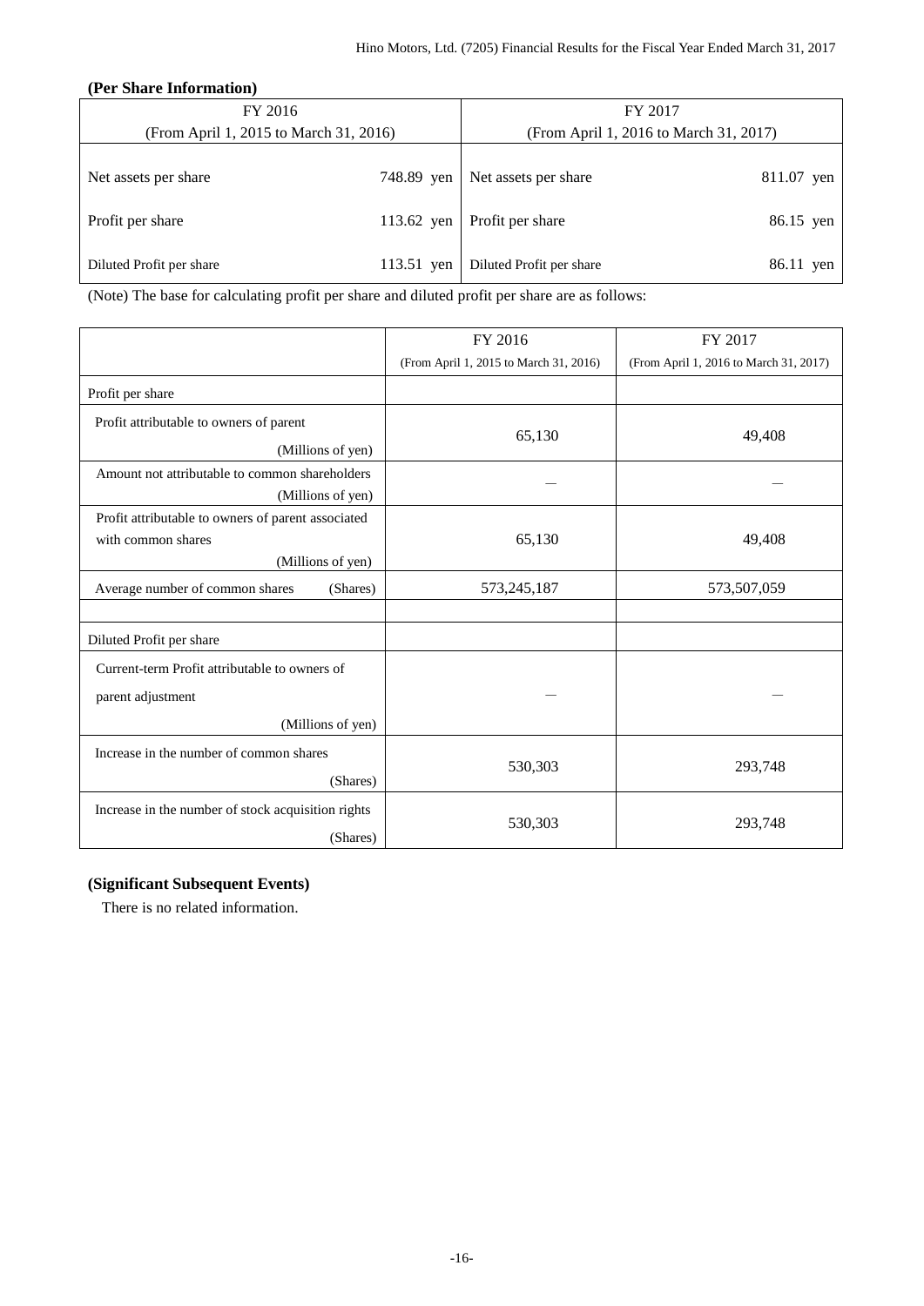**(Per Share Information)**

| FY 2016<br>(From April 1, 2015 to March 31, 2016) | | FY 2017<br>(From April 1, 2016 to March 31, 2017) | |
|---|---|---|---|
| Net assets per share | 748.89 yen | Net assets per share | 811.07 yen |
| Profit per share | 113.62 yen | Profit per share | 86.15 yen |
| Diluted Profit per share | 113.51 yen | Diluted Profit per share | 86.11 yen |

(Note) The base for calculating profit per share and diluted profit per share are as follows:

| | FY 2016<br>(From April 1, 2015 to March 31, 2016) | FY 2017<br>(From April 1, 2016 to March 31, 2017) |
|---|---|---|
| Profit per share | | |
| Profit attributable to owners of parent (Millions of yen) | 65,130 | 49,408 |
| Amount not attributable to common shareholders (Millions of yen) | — | — |
| Profit attributable to owners of parent associated with common shares (Millions of yen) | 65,130 | 49,408 |
| Average number of common shares (Shares) | 573,245,187 | 573,507,059 |
| | | |
| Diluted Profit per share | | |
| Current-term Profit attributable to owners of parent adjustment (Millions of yen) | — | — |
| Increase in the number of common shares (Shares) | 530,303 | 293,748 |
| Increase in the number of stock acquisition rights (Shares) | 530,303 | 293,748 |

**(Significant Subsequent Events)**

There is no related information.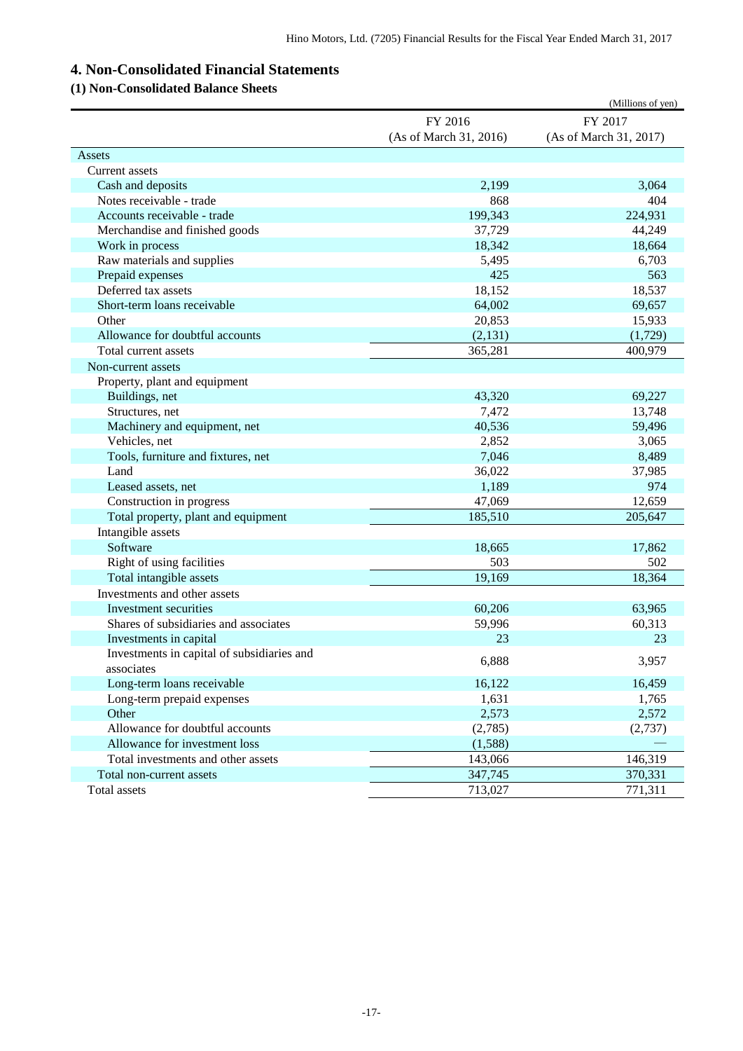## 4. Non-Consolidated Financial Statements

### (1) Non-Consolidated Balance Sheets

(Millions of yen)

| | FY 2016 (As of March 31, 2016) | FY 2017 (As of March 31, 2017) |
|---|---|---|
| Assets | | |
| Current assets | | |
| Cash and deposits | 2,199 | 3,064 |
| Notes receivable - trade | 868 | 404 |
| Accounts receivable - trade | 199,343 | 224,931 |
| Merchandise and finished goods | 37,729 | 44,249 |
| Work in process | 18,342 | 18,664 |
| Raw materials and supplies | 5,495 | 6,703 |
| Prepaid expenses | 425 | 563 |
| Deferred tax assets | 18,152 | 18,537 |
| Short-term loans receivable | 64,002 | 69,657 |
| Other | 20,853 | 15,933 |
| Allowance for doubtful accounts | (2,131) | (1,729) |
| Total current assets | 365,281 | 400,979 |
| Non-current assets | | |
| Property, plant and equipment | | |
| Buildings, net | 43,320 | 69,227 |
| Structures, net | 7,472 | 13,748 |
| Machinery and equipment, net | 40,536 | 59,496 |
| Vehicles, net | 2,852 | 3,065 |
| Tools, furniture and fixtures, net | 7,046 | 8,489 |
| Land | 36,022 | 37,985 |
| Leased assets, net | 1,189 | 974 |
| Construction in progress | 47,069 | 12,659 |
| Total property, plant and equipment | 185,510 | 205,647 |
| Intangible assets | | |
| Software | 18,665 | 17,862 |
| Right of using facilities | 503 | 502 |
| Total intangible assets | 19,169 | 18,364 |
| Investments and other assets | | |
| Investment securities | 60,206 | 63,965 |
| Shares of subsidiaries and associates | 59,996 | 60,313 |
| Investments in capital | 23 | 23 |
| Investments in capital of subsidiaries and associates | 6,888 | 3,957 |
| Long-term loans receivable | 16,122 | 16,459 |
| Long-term prepaid expenses | 1,631 | 1,765 |
| Other | 2,573 | 2,572 |
| Allowance for doubtful accounts | (2,785) | (2,737) |
| Allowance for investment loss | (1,588) | — |
| Total investments and other assets | 143,066 | 146,319 |
| Total non-current assets | 347,745 | 370,331 |
| Total assets | 713,027 | 771,311 |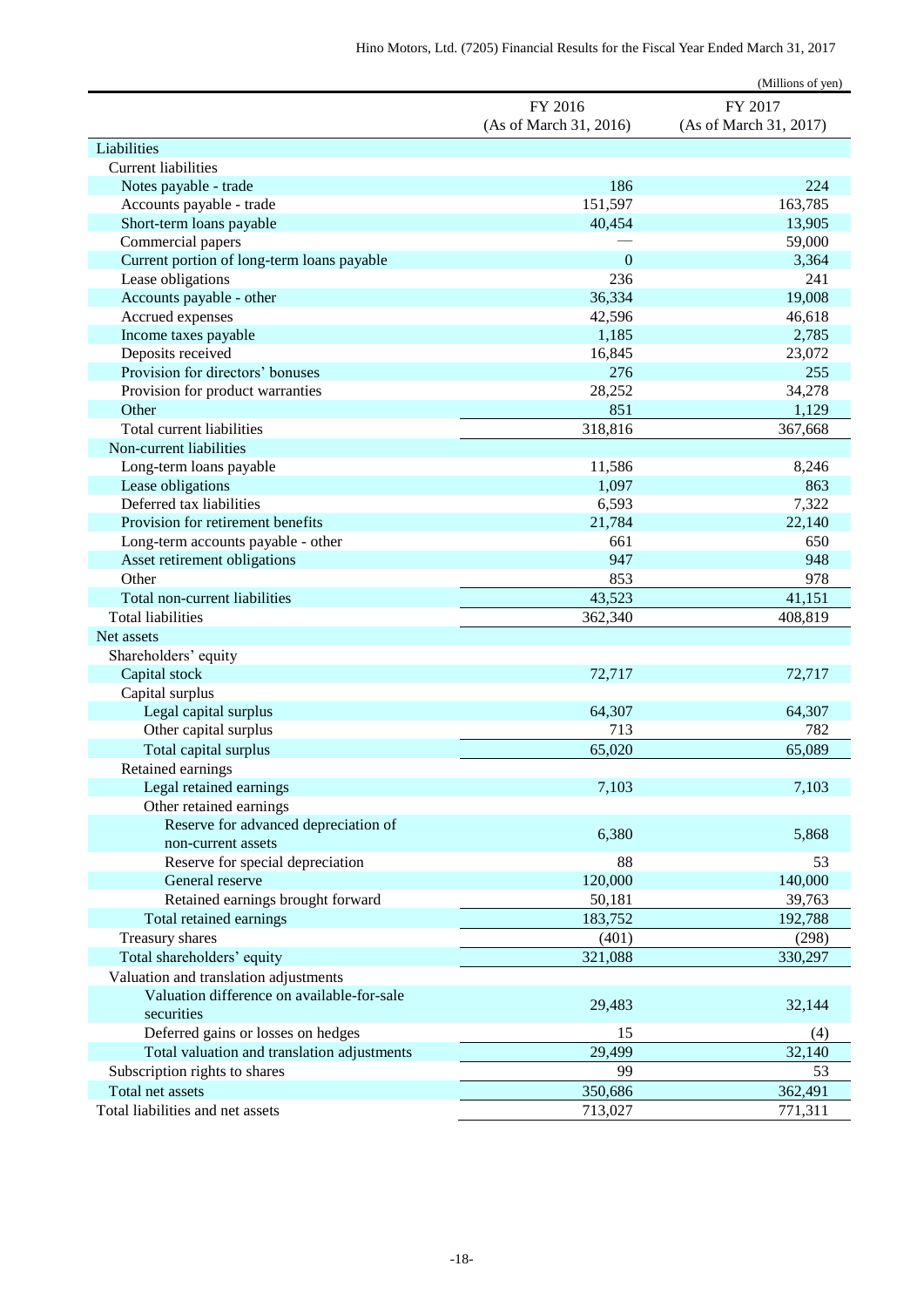(Millions of yen)

| | FY 2016 (As of March 31, 2016) | FY 2017 (As of March 31, 2017) |
|---|---|---|
| Liabilities | | |
| Current liabilities | | |
| Notes payable - trade | 186 | 224 |
| Accounts payable - trade | 151,597 | 163,785 |
| Short-term loans payable | 40,454 | 13,905 |
| Commercial papers | — | 59,000 |
| Current portion of long-term loans payable | 0 | 3,364 |
| Lease obligations | 236 | 241 |
| Accounts payable - other | 36,334 | 19,008 |
| Accrued expenses | 42,596 | 46,618 |
| Income taxes payable | 1,185 | 2,785 |
| Deposits received | 16,845 | 23,072 |
| Provision for directors' bonuses | 276 | 255 |
| Provision for product warranties | 28,252 | 34,278 |
| Other | 851 | 1,129 |
| Total current liabilities | 318,816 | 367,668 |
| Non-current liabilities | | |
| Long-term loans payable | 11,586 | 8,246 |
| Lease obligations | 1,097 | 863 |
| Deferred tax liabilities | 6,593 | 7,322 |
| Provision for retirement benefits | 21,784 | 22,140 |
| Long-term accounts payable - other | 661 | 650 |
| Asset retirement obligations | 947 | 948 |
| Other | 853 | 978 |
| Total non-current liabilities | 43,523 | 41,151 |
| Total liabilities | 362,340 | 408,819 |
| Net assets | | |
| Shareholders' equity | | |
| Capital stock | 72,717 | 72,717 |
| Capital surplus | | |
| Legal capital surplus | 64,307 | 64,307 |
| Other capital surplus | 713 | 782 |
| Total capital surplus | 65,020 | 65,089 |
| Retained earnings | | |
| Legal retained earnings | 7,103 | 7,103 |
| Other retained earnings | | |
| Reserve for advanced depreciation of non-current assets | 6,380 | 5,868 |
| Reserve for special depreciation | 88 | 53 |
| General reserve | 120,000 | 140,000 |
| Retained earnings brought forward | 50,181 | 39,763 |
| Total retained earnings | 183,752 | 192,788 |
| Treasury shares | (401) | (298) |
| Total shareholders' equity | 321,088 | 330,297 |
| Valuation and translation adjustments | | |
| Valuation difference on available-for-sale securities | 29,483 | 32,144 |
| Deferred gains or losses on hedges | 15 | (4) |
| Total valuation and translation adjustments | 29,499 | 32,140 |
| Subscription rights to shares | 99 | 53 |
| Total net assets | 350,686 | 362,491 |
| Total liabilities and net assets | 713,027 | 771,311 |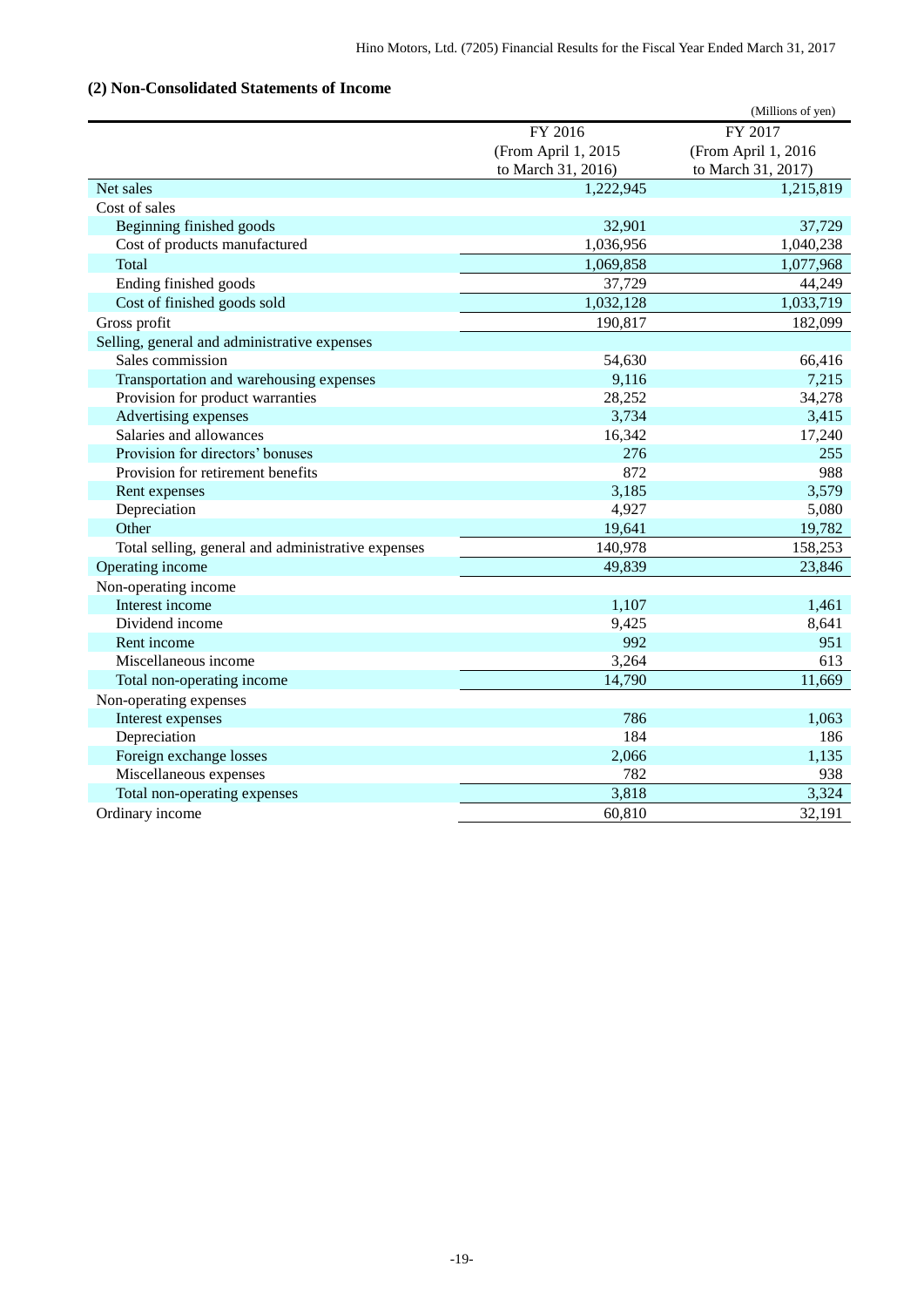### (2) Non-Consolidated Statements of Income

(Millions of yen)

| | FY 2016 (From April 1, 2015 to March 31, 2016) | FY 2017 (From April 1, 2016 to March 31, 2017) |
|---|---|---|
| Net sales | 1,222,945 | 1,215,819 |
| Cost of sales | | |
| Beginning finished goods | 32,901 | 37,729 |
| Cost of products manufactured | 1,036,956 | 1,040,238 |
| Total | 1,069,858 | 1,077,968 |
| Ending finished goods | 37,729 | 44,249 |
| Cost of finished goods sold | 1,032,128 | 1,033,719 |
| Gross profit | 190,817 | 182,099 |
| Selling, general and administrative expenses | | |
| Sales commission | 54,630 | 66,416 |
| Transportation and warehousing expenses | 9,116 | 7,215 |
| Provision for product warranties | 28,252 | 34,278 |
| Advertising expenses | 3,734 | 3,415 |
| Salaries and allowances | 16,342 | 17,240 |
| Provision for directors' bonuses | 276 | 255 |
| Provision for retirement benefits | 872 | 988 |
| Rent expenses | 3,185 | 3,579 |
| Depreciation | 4,927 | 5,080 |
| Other | 19,641 | 19,782 |
| Total selling, general and administrative expenses | 140,978 | 158,253 |
| Operating income | 49,839 | 23,846 |
| Non-operating income | | |
| Interest income | 1,107 | 1,461 |
| Dividend income | 9,425 | 8,641 |
| Rent income | 992 | 951 |
| Miscellaneous income | 3,264 | 613 |
| Total non-operating income | 14,790 | 11,669 |
| Non-operating expenses | | |
| Interest expenses | 786 | 1,063 |
| Depreciation | 184 | 186 |
| Foreign exchange losses | 2,066 | 1,135 |
| Miscellaneous expenses | 782 | 938 |
| Total non-operating expenses | 3,818 | 3,324 |
| Ordinary income | 60,810 | 32,191 |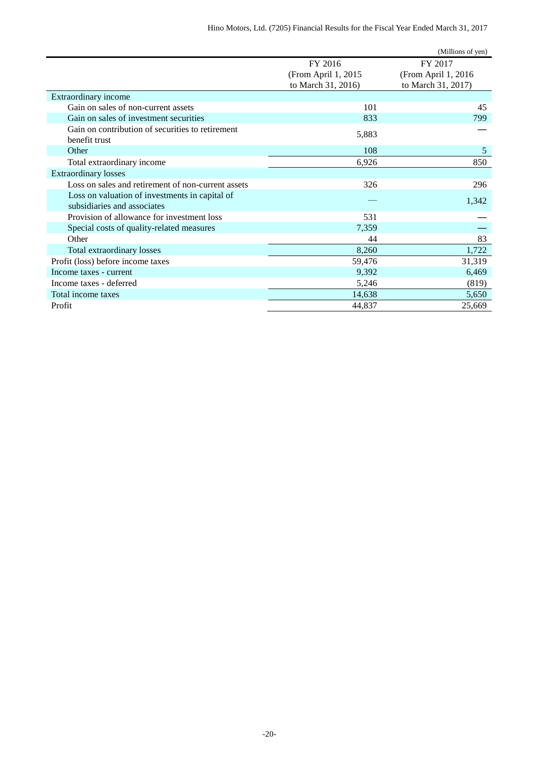(Millions of yen)

| | FY 2016 (From April 1, 2015 to March 31, 2016) | FY 2017 (From April 1, 2016 to March 31, 2017) |
|---|---|---|
| Extraordinary income | | |
| Gain on sales of non-current assets | 101 | 45 |
| Gain on sales of investment securities | 833 | 799 |
| Gain on contribution of securities to retirement benefit trust | 5,883 | — |
| Other | 108 | 5 |
| Total extraordinary income | 6,926 | 850 |
| Extraordinary losses | | |
| Loss on sales and retirement of non-current assets | 326 | 296 |
| Loss on valuation of investments in capital of subsidiaries and associates | — | 1,342 |
| Provision of allowance for investment loss | 531 | — |
| Special costs of quality-related measures | 7,359 | — |
| Other | 44 | 83 |
| Total extraordinary losses | 8,260 | 1,722 |
| Profit (loss) before income taxes | 59,476 | 31,319 |
| Income taxes - current | 9,392 | 6,469 |
| Income taxes - deferred | 5,246 | (819) |
| Total income taxes | 14,638 | 5,650 |
| Profit | 44,837 | 25,669 |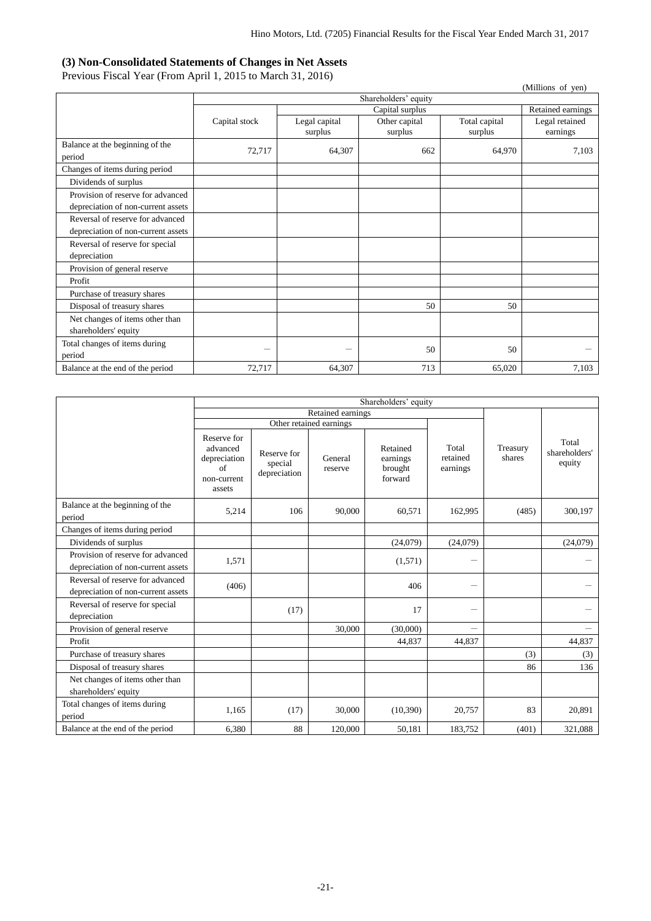### (3) Non-Consolidated Statements of Changes in Net Assets

Previous Fiscal Year (From April 1, 2015 to March 31, 2016)

(Millions of yen)

| | Shareholders' equity | | | | |
|---|---|---|---|---|---|
| | | Capital surplus | | | Retained earnings |
| | Capital stock | Legal capital surplus | Other capital surplus | Total capital surplus | Legal retained earnings |
| Balance at the beginning of the period | 72,717 | 64,307 | 662 | 64,970 | 7,103 |
| Changes of items during period | | | | | |
| Dividends of surplus | | | | | |
| Provision of reserve for advanced depreciation of non-current assets | | | | | |
| Reversal of reserve for advanced depreciation of non-current assets | | | | | |
| Reversal of reserve for special depreciation | | | | | |
| Provision of general reserve | | | | | |
| Profit | | | | | |
| Purchase of treasury shares | | | | | |
| Disposal of treasury shares | | | 50 | 50 | |
| Net changes of items other than shareholders' equity | | | | | |
| Total changes of items during period | － | － | 50 | 50 | － |
| Balance at the end of the period | 72,717 | 64,307 | 713 | 65,020 | 7,103 |

| | Shareholders' equity | | | | | | |
|---|---|---|---|---|---|---|---|
| | Retained earnings | | | | | | |
| | Other retained earnings | | | | | | |
| | Reserve for advanced depreciation of non-current assets | Reserve for special depreciation | General reserve | Retained earnings brought forward | Total retained earnings | Treasury shares | Total shareholders' equity |
| Balance at the beginning of the period | 5,214 | 106 | 90,000 | 60,571 | 162,995 | (485) | 300,197 |
| Changes of items during period | | | | | | | |
| Dividends of surplus | | | | (24,079) | (24,079) | | (24,079) |
| Provision of reserve for advanced depreciation of non-current assets | 1,571 | | | (1,571) | － | | － |
| Reversal of reserve for advanced depreciation of non-current assets | (406) | | | 406 | － | | － |
| Reversal of reserve for special depreciation | | (17) | | 17 | － | | － |
| Provision of general reserve | | | 30,000 | (30,000) | － | | － |
| Profit | | | | 44,837 | 44,837 | | 44,837 |
| Purchase of treasury shares | | | | | | (3) | (3) |
| Disposal of treasury shares | | | | | | 86 | 136 |
| Net changes of items other than shareholders' equity | | | | | | | |
| Total changes of items during period | 1,165 | (17) | 30,000 | (10,390) | 20,757 | 83 | 20,891 |
| Balance at the end of the period | 6,380 | 88 | 120,000 | 50,181 | 183,752 | (401) | 321,088 |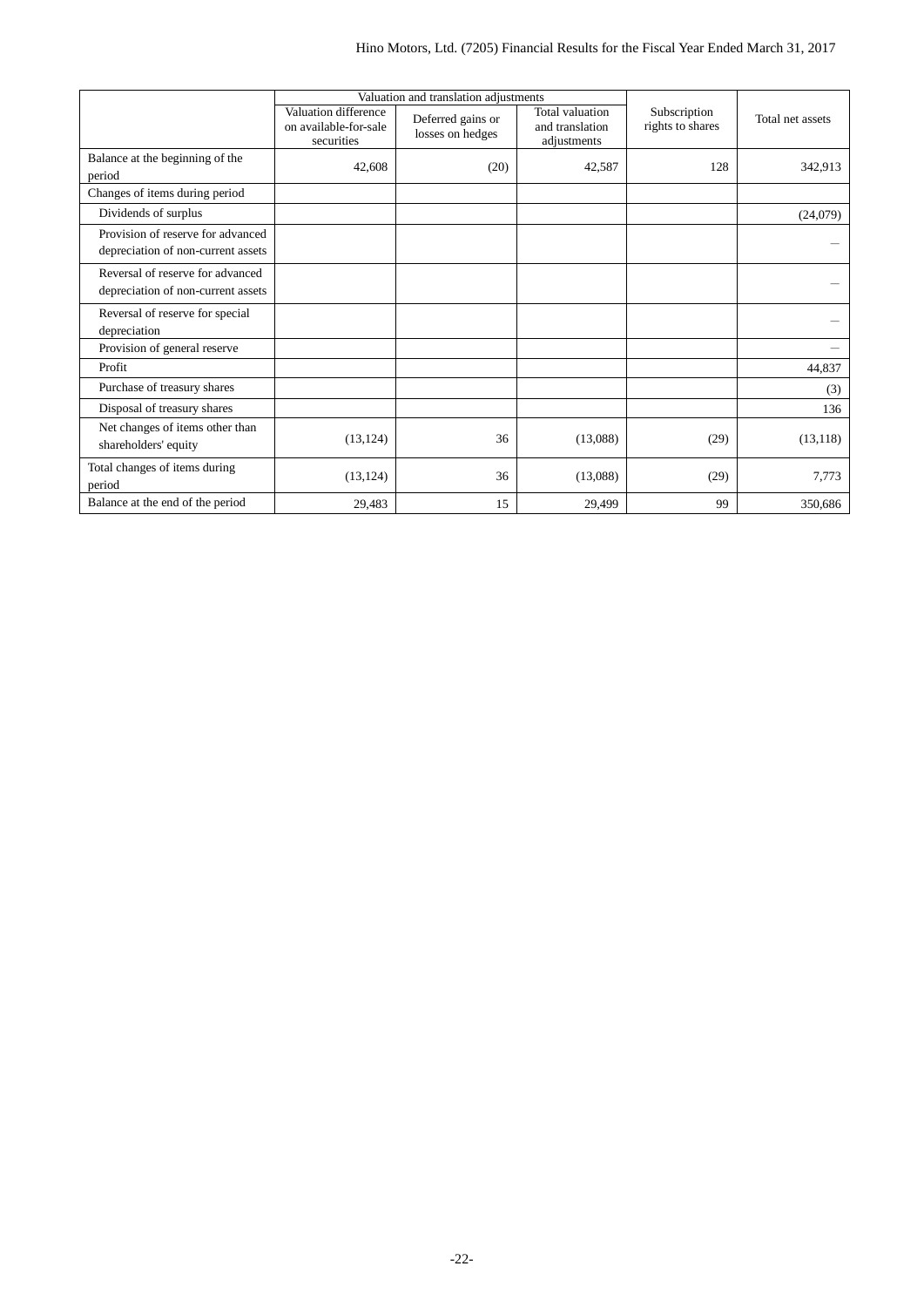| | Valuation and translation adjustments | | | Subscription rights to shares | Total net assets |
|---|---|---|---|---|---|
| | Valuation difference on available-for-sale securities | Deferred gains or losses on hedges | Total valuation and translation adjustments | | |
| Balance at the beginning of the period | 42,608 | (20) | 42,587 | 128 | 342,913 |
| Changes of items during period | | | | | |
| Dividends of surplus | | | | | (24,079) |
| Provision of reserve for advanced depreciation of non-current assets | | | | | ― |
| Reversal of reserve for advanced depreciation of non-current assets | | | | | ― |
| Reversal of reserve for special depreciation | | | | | ― |
| Provision of general reserve | | | | | ― |
| Profit | | | | | 44,837 |
| Purchase of treasury shares | | | | | (3) |
| Disposal of treasury shares | | | | | 136 |
| Net changes of items other than shareholders' equity | (13,124) | 36 | (13,088) | (29) | (13,118) |
| Total changes of items during period | (13,124) | 36 | (13,088) | (29) | 7,773 |
| Balance at the end of the period | 29,483 | 15 | 29,499 | 99 | 350,686 |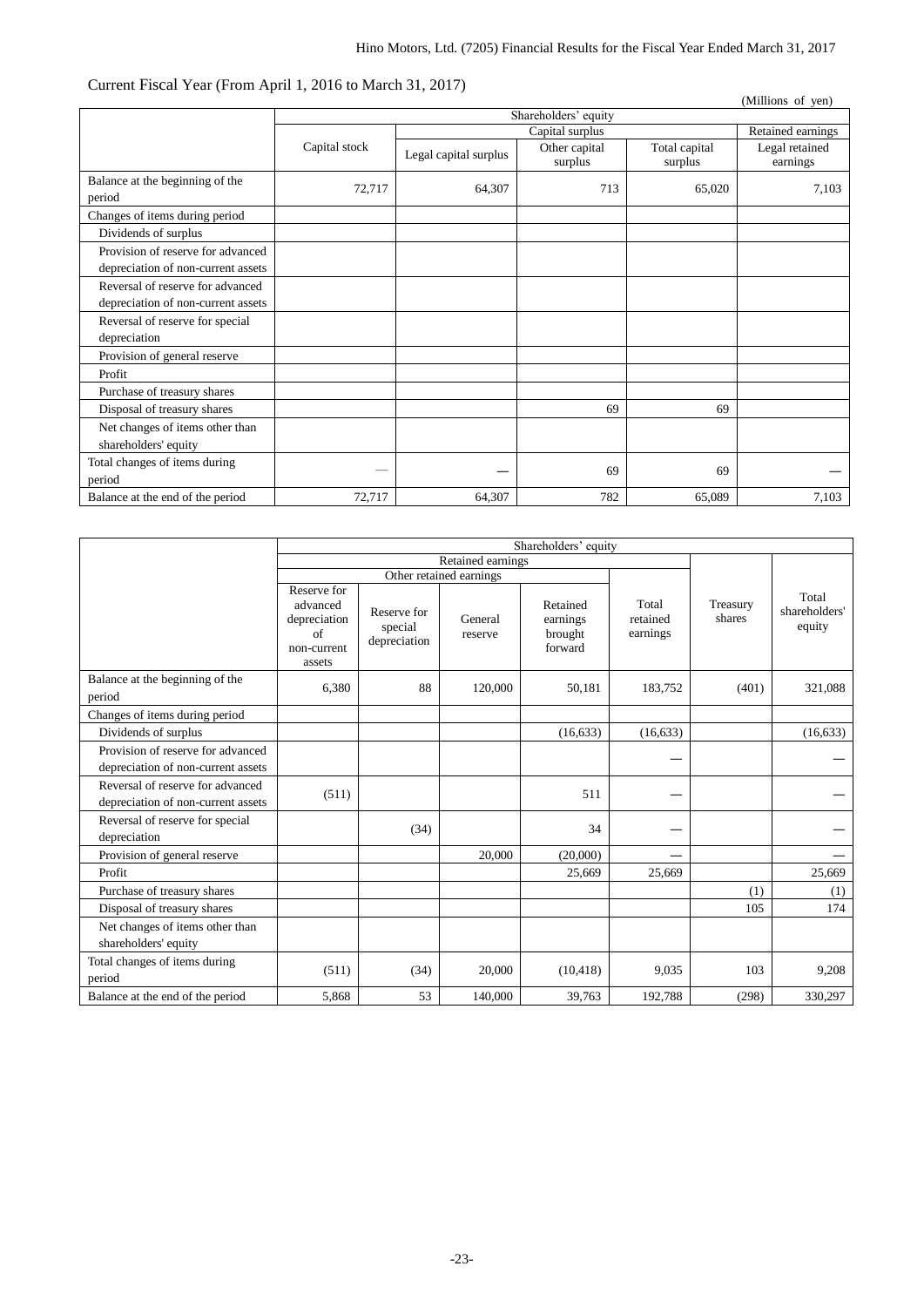Current Fiscal Year (From April 1, 2016 to March 31, 2017)

(Millions of yen)

| | Shareholders' equity | | | | |
|---|---|---|---|---|---|
| | | Capital surplus | | | Retained earnings |
| | Capital stock | Legal capital surplus | Other capital surplus | Total capital surplus | Legal retained earnings |
| Balance at the beginning of the period | 72,717 | 64,307 | 713 | 65,020 | 7,103 |
| Changes of items during period | | | | | |
| Dividends of surplus | | | | | |
| Provision of reserve for advanced depreciation of non-current assets | | | | | |
| Reversal of reserve for advanced depreciation of non-current assets | | | | | |
| Reversal of reserve for special depreciation | | | | | |
| Provision of general reserve | | | | | |
| Profit | | | | | |
| Purchase of treasury shares | | | | | |
| Disposal of treasury shares | | | 69 | 69 | |
| Net changes of items other than shareholders' equity | | | | | |
| Total changes of items during period | — | — | 69 | 69 | — |
| Balance at the end of the period | 72,717 | 64,307 | 782 | 65,089 | 7,103 |

| | Shareholders' equity | | | | | | |
|---|---|---|---|---|---|---|---|
| | Retained earnings | | | | | | |
| | Other retained earnings | | | | | | |
| | Reserve for advanced depreciation of non-current assets | Reserve for special depreciation | General reserve | Retained earnings brought forward | Total retained earnings | Treasury shares | Total shareholders' equity |
| Balance at the beginning of the period | 6,380 | 88 | 120,000 | 50,181 | 183,752 | (401) | 321,088 |
| Changes of items during period | | | | | | | |
| Dividends of surplus | | | | (16,633) | (16,633) | | (16,633) |
| Provision of reserve for advanced depreciation of non-current assets | | | | | — | | — |
| Reversal of reserve for advanced depreciation of non-current assets | (511) | | | 511 | — | | — |
| Reversal of reserve for special depreciation | | (34) | | 34 | — | | — |
| Provision of general reserve | | | 20,000 | (20,000) | — | | — |
| Profit | | | | 25,669 | 25,669 | | 25,669 |
| Purchase of treasury shares | | | | | | (1) | (1) |
| Disposal of treasury shares | | | | | | 105 | 174 |
| Net changes of items other than shareholders' equity | | | | | | | |
| Total changes of items during period | (511) | (34) | 20,000 | (10,418) | 9,035 | 103 | 9,208 |
| Balance at the end of the period | 5,868 | 53 | 140,000 | 39,763 | 192,788 | (298) | 330,297 |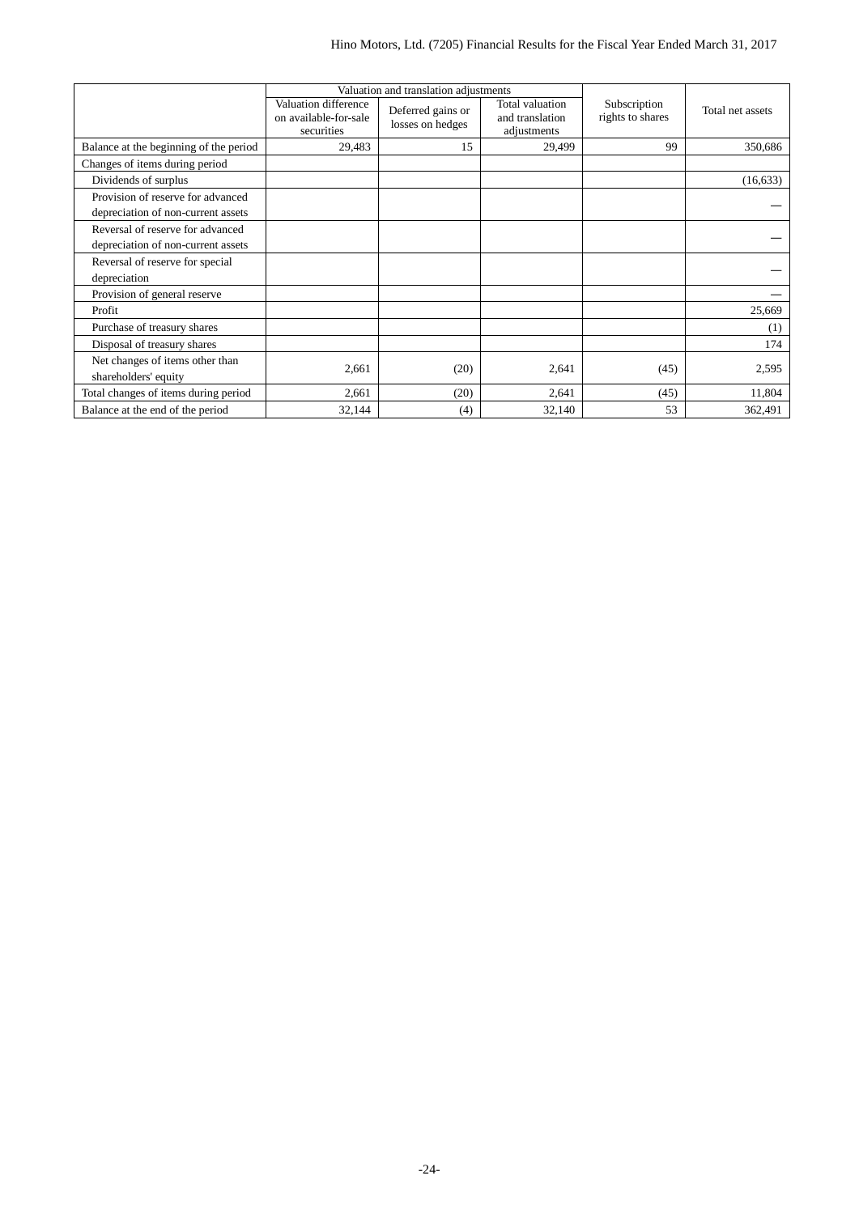| | Valuation and translation adjustments | | | Subscription rights to shares | Total net assets |
|---|---|---|---|---|---|
| | Valuation difference on available-for-sale securities | Deferred gains or losses on hedges | Total valuation and translation adjustments | | |
| Balance at the beginning of the period | 29,483 | 15 | 29,499 | 99 | 350,686 |
| Changes of items during period | | | | | |
| Dividends of surplus | | | | | (16,633) |
| Provision of reserve for advanced depreciation of non-current assets | | | | | — |
| Reversal of reserve for advanced depreciation of non-current assets | | | | | — |
| Reversal of reserve for special depreciation | | | | | — |
| Provision of general reserve | | | | | — |
| Profit | | | | | 25,669 |
| Purchase of treasury shares | | | | | (1) |
| Disposal of treasury shares | | | | | 174 |
| Net changes of items other than shareholders' equity | 2,661 | (20) | 2,641 | (45) | 2,595 |
| Total changes of items during period | 2,661 | (20) | 2,641 | (45) | 11,804 |
| Balance at the end of the period | 32,144 | (4) | 32,140 | 53 | 362,491 |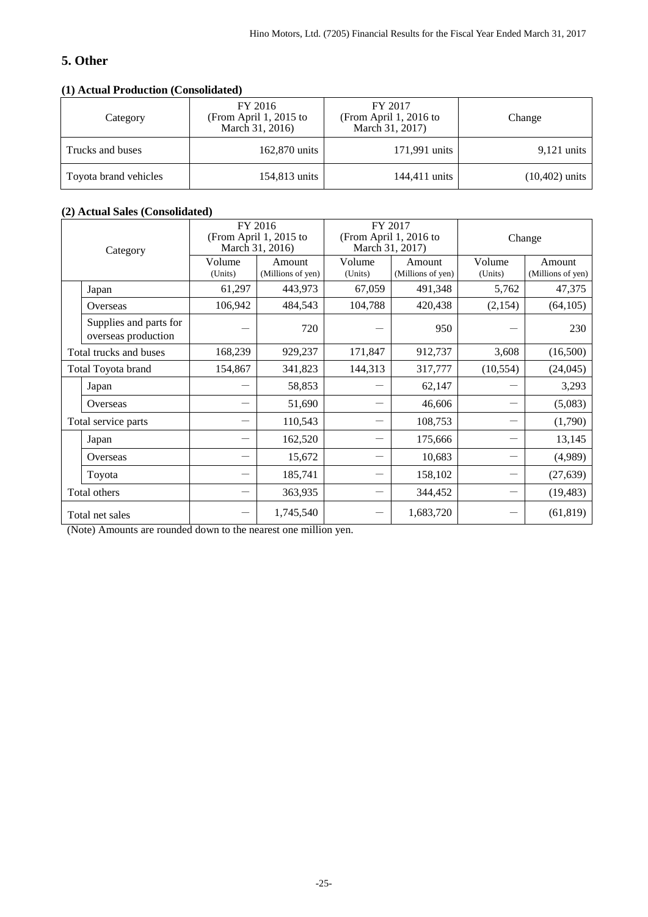## 5. Other

### (1) Actual Production (Consolidated)

| Category | FY 2016 (From April 1, 2015 to March 31, 2016) | FY 2017 (From April 1, 2016 to March 31, 2017) | Change |
|---|---|---|---|
| Trucks and buses | 162,870 units | 171,991 units | 9,121 units |
| Toyota brand vehicles | 154,813 units | 144,411 units | (10,402) units |

### (2) Actual Sales (Consolidated)

| Category | | FY 2016 (From April 1, 2015 to March 31, 2016) | | FY 2017 (From April 1, 2016 to March 31, 2017) | | Change | |
|---|---|---|---|---|---|---|---|
| | | Volume (Units) | Amount (Millions of yen) | Volume (Units) | Amount (Millions of yen) | Volume (Units) | Amount (Millions of yen) |
| | Japan | 61,297 | 443,973 | 67,059 | 491,348 | 5,762 | 47,375 |
| | Overseas | 106,942 | 484,543 | 104,788 | 420,438 | (2,154) | (64,105) |
| | Supplies and parts for overseas production | — | 720 | — | 950 | — | 230 |
| Total trucks and buses | | 168,239 | 929,237 | 171,847 | 912,737 | 3,608 | (16,500) |
| Total Toyota brand | | 154,867 | 341,823 | 144,313 | 317,777 | (10,554) | (24,045) |
| | Japan | — | 58,853 | — | 62,147 | — | 3,293 |
| | Overseas | — | 51,690 | — | 46,606 | — | (5,083) |
| Total service parts | | — | 110,543 | — | 108,753 | — | (1,790) |
| | Japan | — | 162,520 | — | 175,666 | — | 13,145 |
| | Overseas | — | 15,672 | — | 10,683 | — | (4,989) |
| | Toyota | — | 185,741 | — | 158,102 | — | (27,639) |
| Total others | | — | 363,935 | — | 344,452 | — | (19,483) |
| Total net sales | | — | 1,745,540 | — | 1,683,720 | — | (61,819) |

(Note) Amounts are rounded down to the nearest one million yen.